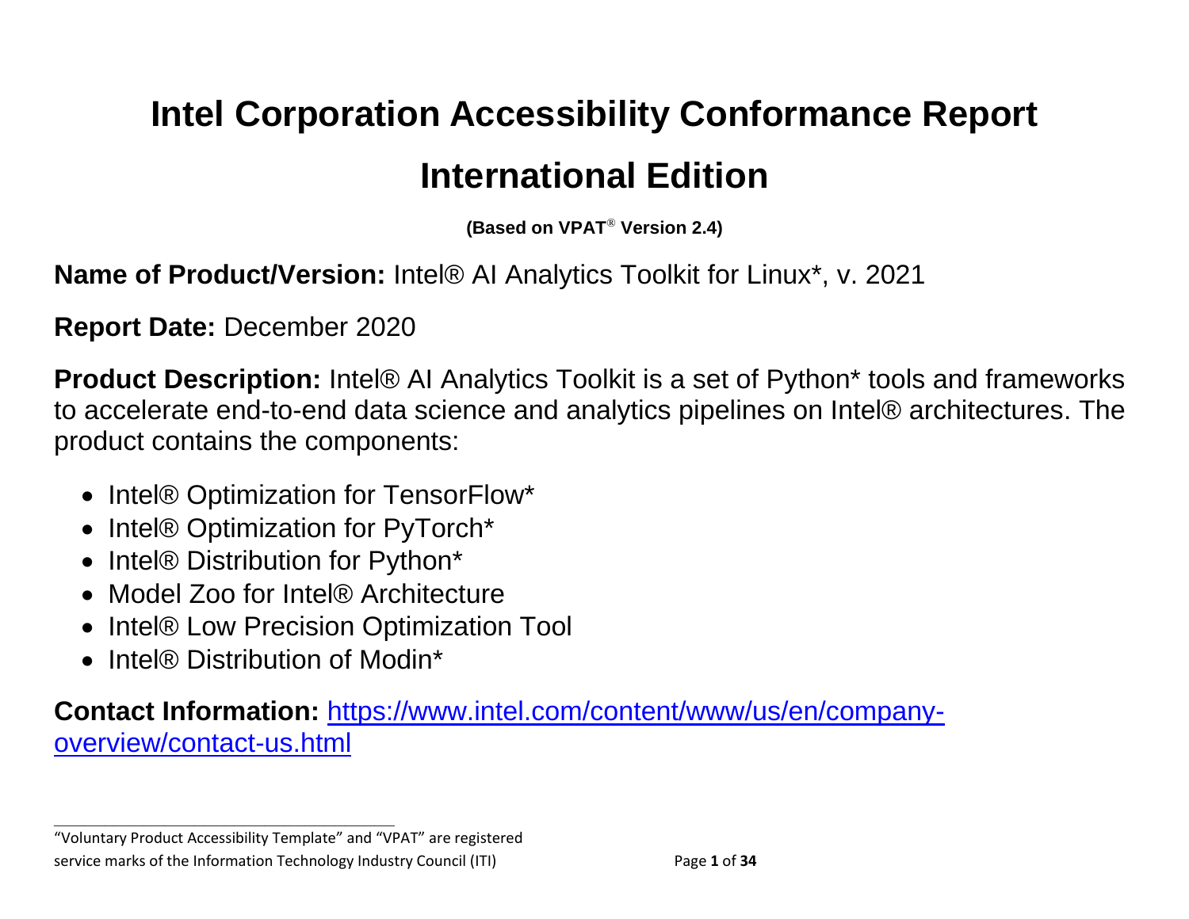# Intel Corporation Accessibility Conformance Report

# International Edition

**(Based on VPAT® Version 2.4)**

**Name of Product/Version:** Intel® AI Analytics Toolkit for Linux*, v. 2021

**Report Date:** December 2020

**Product Description:** Intel® AI Analytics Toolkit is a set of Python* tools and frameworks to accelerate end-to-end data science and analytics pipelines on Intel® architectures. The product contains the components:

- Intel® Optimization for TensorFlow*
- Intel® Optimization for PyTorch*
- Intel® Distribution for Python*
- Model Zoo for Intel® Architecture
- Intel® Low Precision Optimization Tool
- Intel® Distribution of Modin*

**Contact Information:** [https://www.intel.com/content/www/us/en/company-overview/contact-us.html](https://www.intel.com/content/www/us/en/company-overview/contact-us.html)

---

"Voluntary Product Accessibility Template" and "VPAT" are registered service marks of the Information Technology Industry Council (ITI)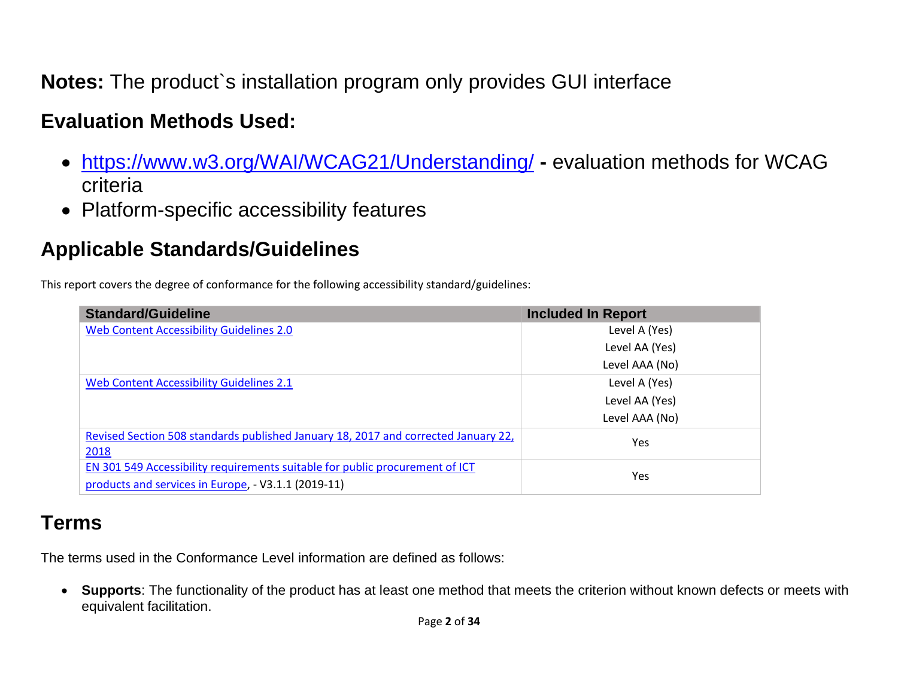**Notes:** The product`s installation program only provides GUI interface

## Evaluation Methods Used:

- [https://www.w3.org/WAI/WCAG21/Understanding/](https://www.w3.org/WAI/WCAG21/Understanding/) **-** evaluation methods for WCAG criteria
- Platform-specific accessibility features

## Applicable Standards/Guidelines

This report covers the degree of conformance for the following accessibility standard/guidelines:

| Standard/Guideline | Included In Report |
|---|---|
| Web Content Accessibility Guidelines 2.0 | Level A (Yes)<br>Level AA (Yes)<br>Level AAA (No) |
| Web Content Accessibility Guidelines 2.1 | Level A (Yes)<br>Level AA (Yes)<br>Level AAA (No) |
| Revised Section 508 standards published January 18, 2017 and corrected January 22, 2018 | Yes |
| EN 301 549 Accessibility requirements suitable for public procurement of ICT products and services in Europe, - V3.1.1 (2019-11) | Yes |

## Terms

The terms used in the Conformance Level information are defined as follows:

- **Supports**: The functionality of the product has at least one method that meets the criterion without known defects or meets with equivalent facilitation.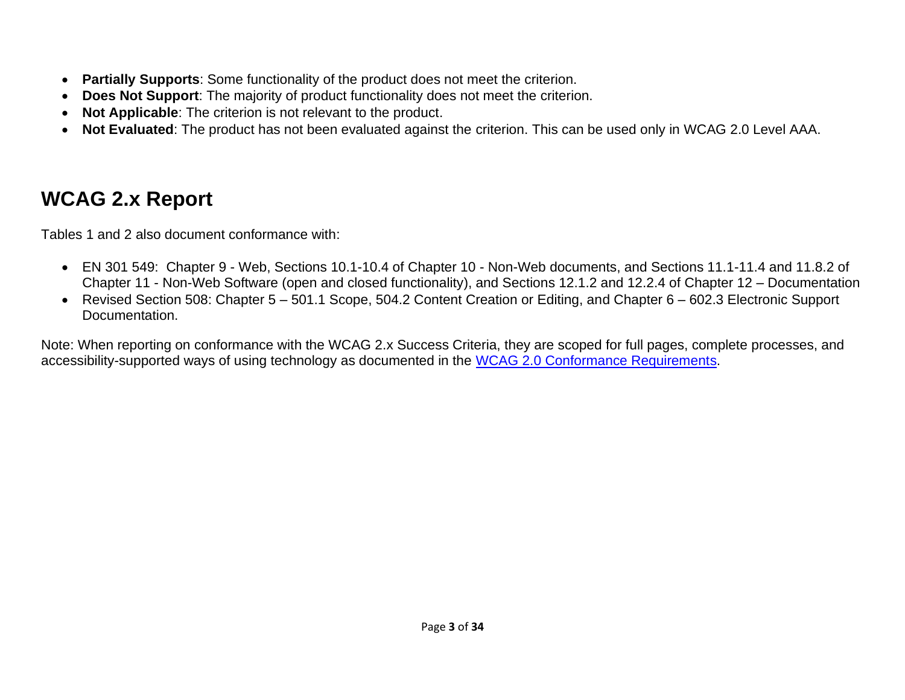- **Partially Supports**: Some functionality of the product does not meet the criterion.
- **Does Not Support**: The majority of product functionality does not meet the criterion.
- **Not Applicable**: The criterion is not relevant to the product.
- **Not Evaluated**: The product has not been evaluated against the criterion. This can be used only in WCAG 2.0 Level AAA.

## WCAG 2.x Report

Tables 1 and 2 also document conformance with:

- EN 301 549: Chapter 9 - Web, Sections 10.1-10.4 of Chapter 10 - Non-Web documents, and Sections 11.1-11.4 and 11.8.2 of Chapter 11 - Non-Web Software (open and closed functionality), and Sections 12.1.2 and 12.2.4 of Chapter 12 – Documentation
- Revised Section 508: Chapter 5 – 501.1 Scope, 504.2 Content Creation or Editing, and Chapter 6 – 602.3 Electronic Support Documentation.

Note: When reporting on conformance with the WCAG 2.x Success Criteria, they are scoped for full pages, complete processes, and accessibility-supported ways of using technology as documented in the WCAG 2.0 Conformance Requirements.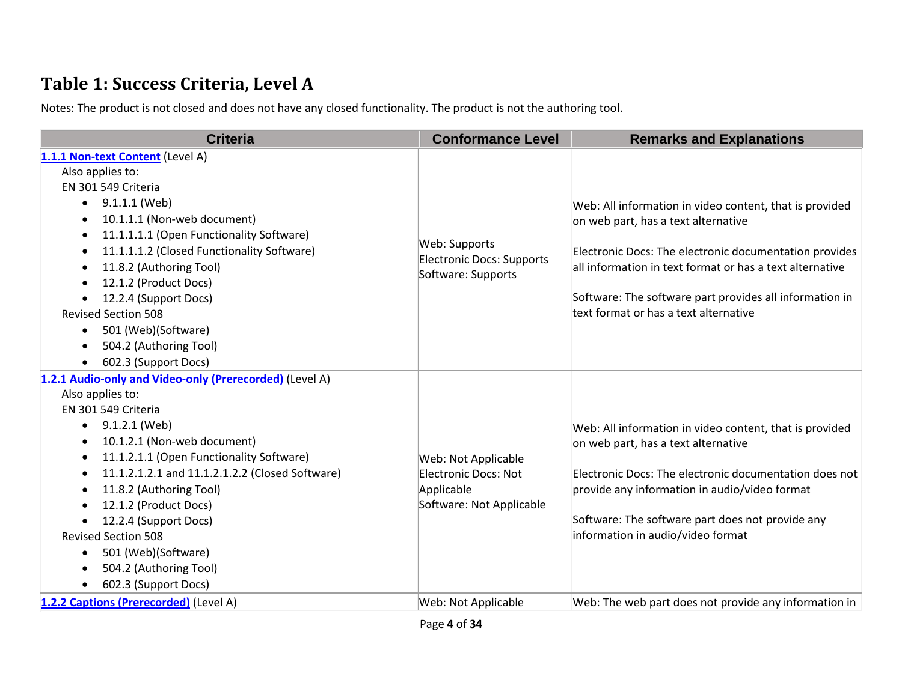## Table 1: Success Criteria, Level A

Notes: The product is not closed and does not have any closed functionality. The product is not the authoring tool.

| Criteria | Conformance Level | Remarks and Explanations |
|---|---|---|
| **1.1.1 Non-text Content** (Level A)<br>Also applies to:<br>EN 301 549 Criteria<br>• 9.1.1.1 (Web)<br>• 10.1.1.1 (Non-web document)<br>• 11.1.1.1.1 (Open Functionality Software)<br>• 11.1.1.1.2 (Closed Functionality Software)<br>• 11.8.2 (Authoring Tool)<br>• 12.1.2 (Product Docs)<br>• 12.2.4 (Support Docs)<br>Revised Section 508<br>• 501 (Web)(Software)<br>• 504.2 (Authoring Tool)<br>• 602.3 (Support Docs) | Web: Supports<br>Electronic Docs: Supports<br>Software: Supports | Web: All information in video content, that is provided on web part, has a text alternative<br><br>Electronic Docs: The electronic documentation provides all information in text format or has a text alternative<br><br>Software: The software part provides all information in text format or has a text alternative |
| **1.2.1 Audio-only and Video-only (Prerecorded)** (Level A)<br>Also applies to:<br>EN 301 549 Criteria<br>• 9.1.2.1 (Web)<br>• 10.1.2.1 (Non-web document)<br>• 11.1.2.1.1 (Open Functionality Software)<br>• 11.1.2.1.2.1 and 11.1.2.1.2.2 (Closed Software)<br>• 11.8.2 (Authoring Tool)<br>• 12.1.2 (Product Docs)<br>• 12.2.4 (Support Docs)<br>Revised Section 508<br>• 501 (Web)(Software)<br>• 504.2 (Authoring Tool)<br>• 602.3 (Support Docs) | Web: Not Applicable<br>Electronic Docs: Not Applicable<br>Software: Not Applicable | Web: All information in video content, that is provided on web part, has a text alternative<br><br>Electronic Docs: The electronic documentation does not provide any information in audio/video format<br><br>Software: The software part does not provide any information in audio/video format |
| **1.2.2 Captions (Prerecorded)** (Level A) | Web: Not Applicable | Web: The web part does not provide any information in |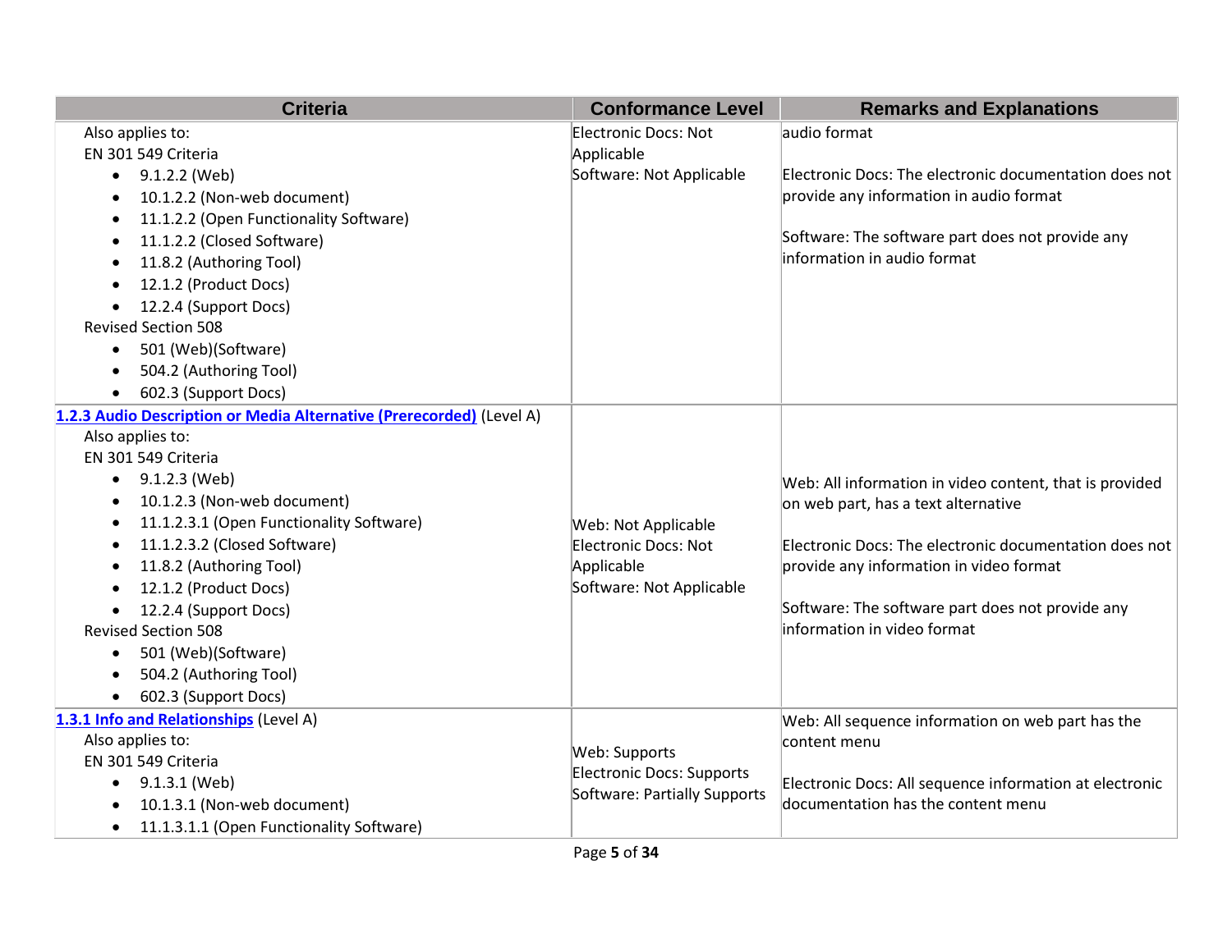| Criteria | Conformance Level | Remarks and Explanations |
|---|---|---|
| Also applies to:<br>EN 301 549 Criteria<br>• 9.1.2.2 (Web)<br>• 10.1.2.2 (Non-web document)<br>• 11.1.2.2 (Open Functionality Software)<br>• 11.1.2.2 (Closed Software)<br>• 11.8.2 (Authoring Tool)<br>• 12.1.2 (Product Docs)<br>• 12.2.4 (Support Docs)<br>Revised Section 508<br>• 501 (Web)(Software)<br>• 504.2 (Authoring Tool)<br>• 602.3 (Support Docs) | Electronic Docs: Not Applicable<br>Software: Not Applicable | audio format<br><br>Electronic Docs: The electronic documentation does not provide any information in audio format<br><br>Software: The software part does not provide any information in audio format |
| [1.2.3 Audio Description or Media Alternative (Prerecorded)]() (Level A)<br>Also applies to:<br>EN 301 549 Criteria<br>• 9.1.2.3 (Web)<br>• 10.1.2.3 (Non-web document)<br>• 11.1.2.3.1 (Open Functionality Software)<br>• 11.1.2.3.2 (Closed Software)<br>• 11.8.2 (Authoring Tool)<br>• 12.1.2 (Product Docs)<br>• 12.2.4 (Support Docs)<br>Revised Section 508<br>• 501 (Web)(Software)<br>• 504.2 (Authoring Tool)<br>• 602.3 (Support Docs) | Web: Not Applicable<br>Electronic Docs: Not Applicable<br>Software: Not Applicable | Web: All information in video content, that is provided on web part, has a text alternative<br><br>Electronic Docs: The electronic documentation does not provide any information in video format<br><br>Software: The software part does not provide any information in video format |
| [1.3.1 Info and Relationships]() (Level A)<br>Also applies to:<br>EN 301 549 Criteria<br>• 9.1.3.1 (Web)<br>• 10.1.3.1 (Non-web document)<br>• 11.1.3.1.1 (Open Functionality Software) | Web: Supports<br>Electronic Docs: Supports<br>Software: Partially Supports | Web: All sequence information on web part has the content menu<br><br>Electronic Docs: All sequence information at electronic documentation has the content menu |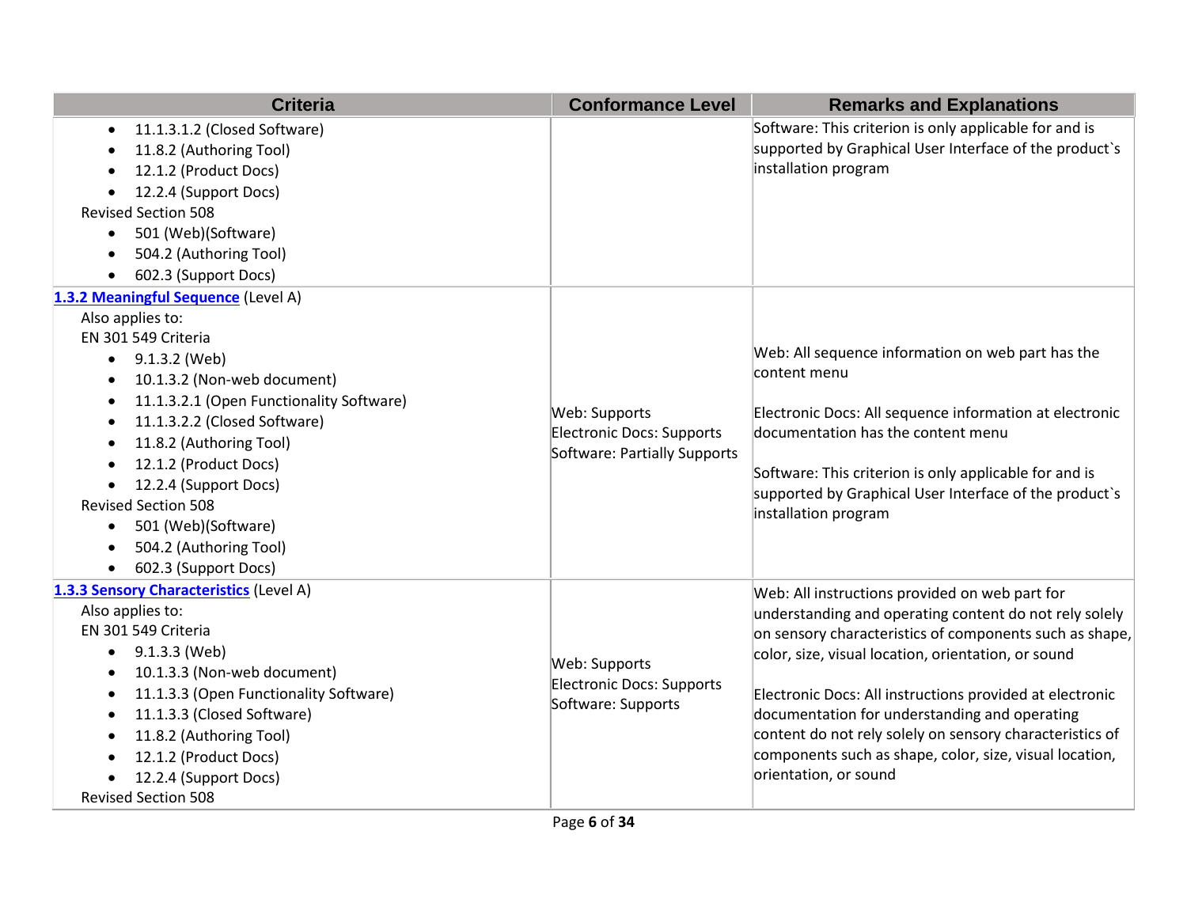| Criteria | Conformance Level | Remarks and Explanations |
| --- | --- | --- |
| <ul><li>11.1.3.1.2 (Closed Software)</li><li>11.8.2 (Authoring Tool)</li><li>12.1.2 (Product Docs)</li><li>12.2.4 (Support Docs)</li></ul>Revised Section 508<ul><li>501 (Web)(Software)</li><li>504.2 (Authoring Tool)</li><li>602.3 (Support Docs)</li></ul> | | Software: This criterion is only applicable for and is supported by Graphical User Interface of the product`s installation program |
| **[1.3.2 Meaningful Sequence](#)** (Level A)<br>Also applies to:<br>EN 301 549 Criteria<ul><li>9.1.3.2 (Web)</li><li>10.1.3.2 (Non-web document)</li><li>11.1.3.2.1 (Open Functionality Software)</li><li>11.1.3.2.2 (Closed Software)</li><li>11.8.2 (Authoring Tool)</li><li>12.1.2 (Product Docs)</li><li>12.2.4 (Support Docs)</li></ul>Revised Section 508<ul><li>501 (Web)(Software)</li><li>504.2 (Authoring Tool)</li><li>602.3 (Support Docs)</li></ul> | Web: Supports<br>Electronic Docs: Supports<br>Software: Partially Supports | Web: All sequence information on web part has the content menu<br><br>Electronic Docs: All sequence information at electronic documentation has the content menu<br><br>Software: This criterion is only applicable for and is supported by Graphical User Interface of the product`s installation program |
| **[1.3.3 Sensory Characteristics](#)** (Level A)<br>Also applies to:<br>EN 301 549 Criteria<ul><li>9.1.3.3 (Web)</li><li>10.1.3.3 (Non-web document)</li><li>11.1.3.3 (Open Functionality Software)</li><li>11.1.3.3 (Closed Software)</li><li>11.8.2 (Authoring Tool)</li><li>12.1.2 (Product Docs)</li><li>12.2.4 (Support Docs)</li></ul>Revised Section 508 | Web: Supports<br>Electronic Docs: Supports<br>Software: Supports | Web: All instructions provided on web part for understanding and operating content do not rely solely on sensory characteristics of components such as shape, color, size, visual location, orientation, or sound<br><br>Electronic Docs: All instructions provided at electronic documentation for understanding and operating content do not rely solely on sensory characteristics of components such as shape, color, size, visual location, orientation, or sound |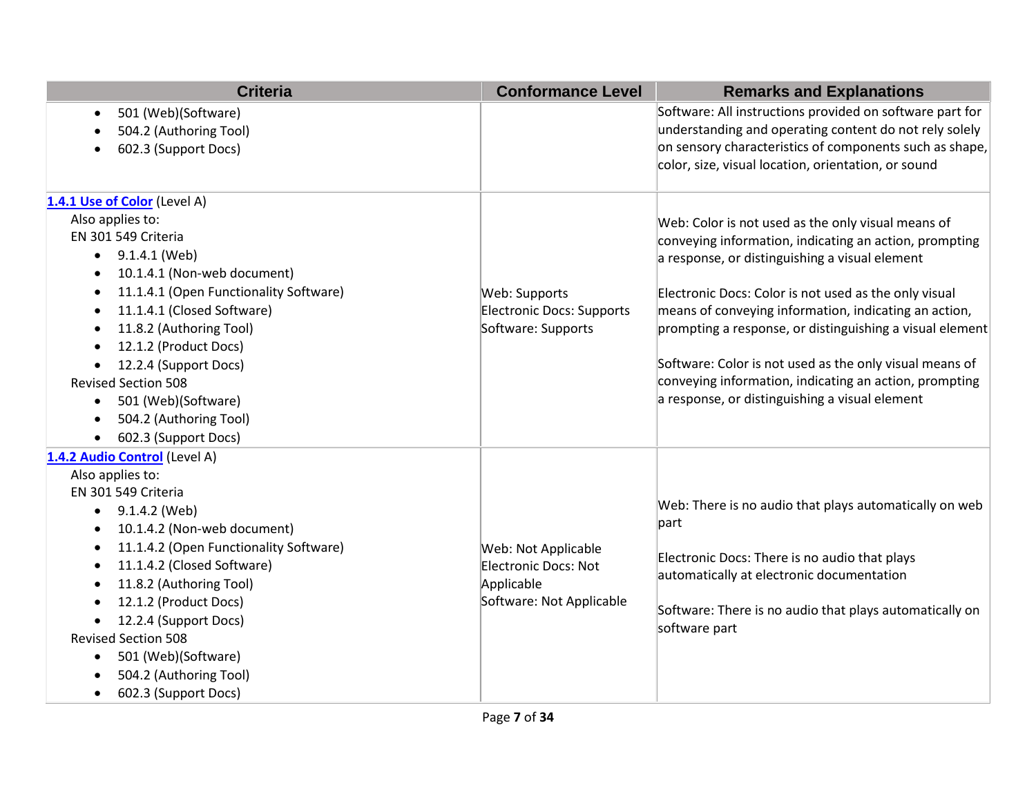| Criteria | Conformance Level | Remarks and Explanations |
|---|---|---|
| <ul><li>501 (Web)(Software)</li><li>504.2 (Authoring Tool)</li><li>602.3 (Support Docs)</li></ul> | | Software: All instructions provided on software part for understanding and operating content do not rely solely on sensory characteristics of components such as shape, color, size, visual location, orientation, or sound |
| **1.4.1 Use of Color** (Level A)<br>Also applies to:<br>EN 301 549 Criteria<ul><li>9.1.4.1 (Web)</li><li>10.1.4.1 (Non-web document)</li><li>11.1.4.1 (Open Functionality Software)</li><li>11.1.4.1 (Closed Software)</li><li>11.8.2 (Authoring Tool)</li><li>12.1.2 (Product Docs)</li><li>12.2.4 (Support Docs)</li></ul>Revised Section 508<ul><li>501 (Web)(Software)</li><li>504.2 (Authoring Tool)</li><li>602.3 (Support Docs)</li></ul> | Web: Supports<br>Electronic Docs: Supports<br>Software: Supports | Web: Color is not used as the only visual means of conveying information, indicating an action, prompting a response, or distinguishing a visual element<br><br>Electronic Docs: Color is not used as the only visual means of conveying information, indicating an action, prompting a response, or distinguishing a visual element<br><br>Software: Color is not used as the only visual means of conveying information, indicating an action, prompting a response, or distinguishing a visual element |
| **1.4.2 Audio Control** (Level A)<br>Also applies to:<br>EN 301 549 Criteria<ul><li>9.1.4.2 (Web)</li><li>10.1.4.2 (Non-web document)</li><li>11.1.4.2 (Open Functionality Software)</li><li>11.1.4.2 (Closed Software)</li><li>11.8.2 (Authoring Tool)</li><li>12.1.2 (Product Docs)</li><li>12.2.4 (Support Docs)</li></ul>Revised Section 508<ul><li>501 (Web)(Software)</li><li>504.2 (Authoring Tool)</li><li>602.3 (Support Docs)</li></ul> | Web: Not Applicable<br>Electronic Docs: Not Applicable<br>Software: Not Applicable | Web: There is no audio that plays automatically on web part<br><br>Electronic Docs: There is no audio that plays automatically at electronic documentation<br><br>Software: There is no audio that plays automatically on software part |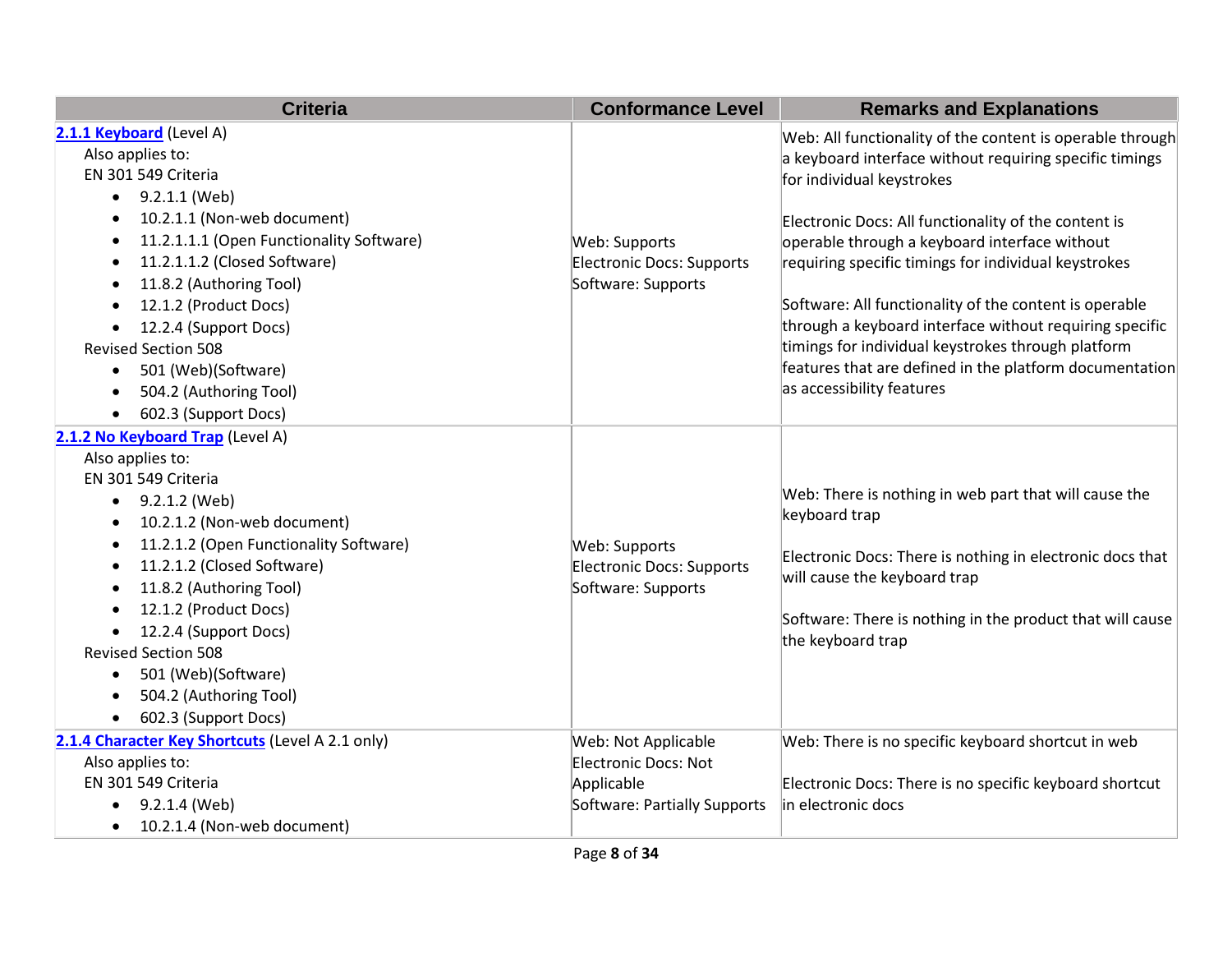| Criteria | Conformance Level | Remarks and Explanations |
|---|---|---|
| **[2.1.1 Keyboard]** (Level A)<br>Also applies to:<br>EN 301 549 Criteria<br>• 9.2.1.1 (Web)<br>• 10.2.1.1 (Non-web document)<br>• 11.2.1.1.1 (Open Functionality Software)<br>• 11.2.1.1.2 (Closed Software)<br>• 11.8.2 (Authoring Tool)<br>• 12.1.2 (Product Docs)<br>• 12.2.4 (Support Docs)<br>Revised Section 508<br>• 501 (Web)(Software)<br>• 504.2 (Authoring Tool)<br>• 602.3 (Support Docs) | Web: Supports<br>Electronic Docs: Supports<br>Software: Supports | Web: All functionality of the content is operable through a keyboard interface without requiring specific timings for individual keystrokes<br><br>Electronic Docs: All functionality of the content is operable through a keyboard interface without requiring specific timings for individual keystrokes<br><br>Software: All functionality of the content is operable through a keyboard interface without requiring specific timings for individual keystrokes through platform features that are defined in the platform documentation as accessibility features |
| **[2.1.2 No Keyboard Trap]** (Level A)<br>Also applies to:<br>EN 301 549 Criteria<br>• 9.2.1.2 (Web)<br>• 10.2.1.2 (Non-web document)<br>• 11.2.1.2 (Open Functionality Software)<br>• 11.2.1.2 (Closed Software)<br>• 11.8.2 (Authoring Tool)<br>• 12.1.2 (Product Docs)<br>• 12.2.4 (Support Docs)<br>Revised Section 508<br>• 501 (Web)(Software)<br>• 504.2 (Authoring Tool)<br>• 602.3 (Support Docs) | Web: Supports<br>Electronic Docs: Supports<br>Software: Supports | Web: There is nothing in web part that will cause the keyboard trap<br><br>Electronic Docs: There is nothing in electronic docs that will cause the keyboard trap<br><br>Software: There is nothing in the product that will cause the keyboard trap |
| **[2.1.4 Character Key Shortcuts]** (Level A 2.1 only)<br>Also applies to:<br>EN 301 549 Criteria<br>• 9.2.1.4 (Web)<br>• 10.2.1.4 (Non-web document) | Web: Not Applicable<br>Electronic Docs: Not Applicable<br>Software: Partially Supports | Web: There is no specific keyboard shortcut in web<br><br>Electronic Docs: There is no specific keyboard shortcut in electronic docs |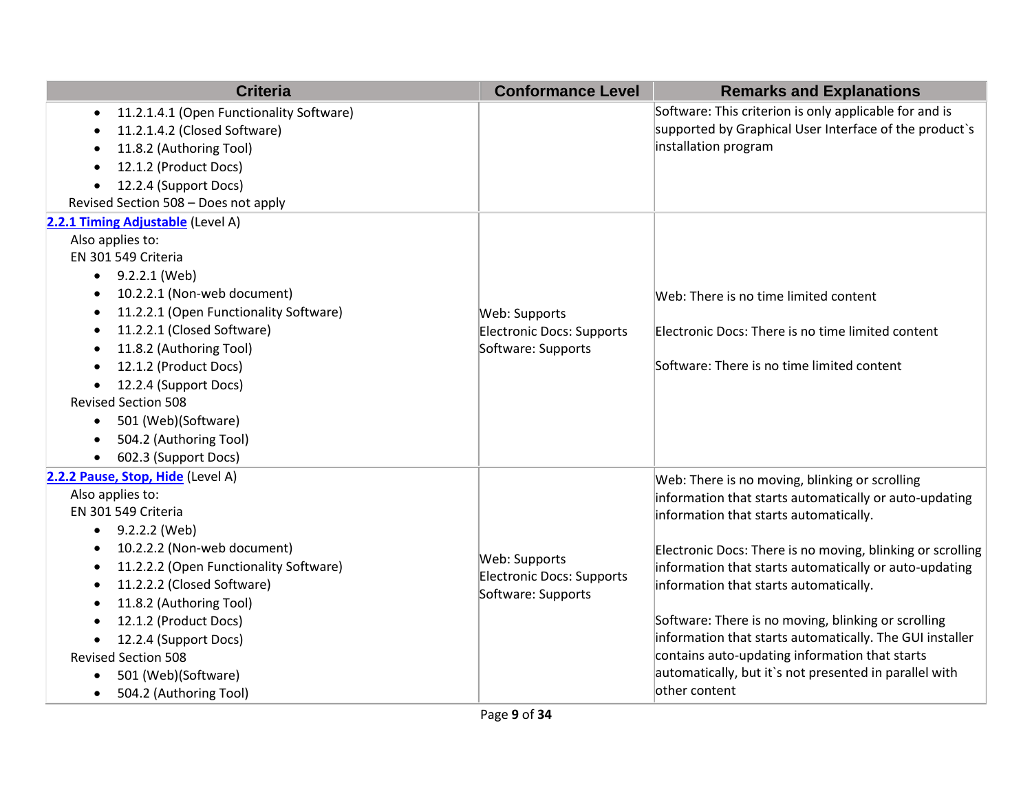| Criteria | Conformance Level | Remarks and Explanations |
|---|---|---|
| • 11.2.1.4.1 (Open Functionality Software)<br>• 11.2.1.4.2 (Closed Software)<br>• 11.8.2 (Authoring Tool)<br>• 12.1.2 (Product Docs)<br>• 12.2.4 (Support Docs)<br>Revised Section 508 – Does not apply | | Software: This criterion is only applicable for and is supported by Graphical User Interface of the product`s installation program |
| **2.2.1 Timing Adjustable** (Level A)<br>Also applies to:<br>EN 301 549 Criteria<br>• 9.2.2.1 (Web)<br>• 10.2.2.1 (Non-web document)<br>• 11.2.2.1 (Open Functionality Software)<br>• 11.2.2.1 (Closed Software)<br>• 11.8.2 (Authoring Tool)<br>• 12.1.2 (Product Docs)<br>• 12.2.4 (Support Docs)<br>Revised Section 508<br>• 501 (Web)(Software)<br>• 504.2 (Authoring Tool)<br>• 602.3 (Support Docs) | Web: Supports<br>Electronic Docs: Supports<br>Software: Supports | Web: There is no time limited content<br><br>Electronic Docs: There is no time limited content<br><br>Software: There is no time limited content |
| **2.2.2 Pause, Stop, Hide** (Level A)<br>Also applies to:<br>EN 301 549 Criteria<br>• 9.2.2.2 (Web)<br>• 10.2.2.2 (Non-web document)<br>• 11.2.2.2 (Open Functionality Software)<br>• 11.2.2.2 (Closed Software)<br>• 11.8.2 (Authoring Tool)<br>• 12.1.2 (Product Docs)<br>• 12.2.4 (Support Docs)<br>Revised Section 508<br>• 501 (Web)(Software)<br>• 504.2 (Authoring Tool) | Web: Supports<br>Electronic Docs: Supports<br>Software: Supports | Web: There is no moving, blinking or scrolling information that starts automatically or auto-updating information that starts automatically.<br><br>Electronic Docs: There is no moving, blinking or scrolling information that starts automatically or auto-updating information that starts automatically.<br><br>Software: There is no moving, blinking or scrolling information that starts automatically. The GUI installer contains auto-updating information that starts automatically, but it`s not presented in parallel with other content |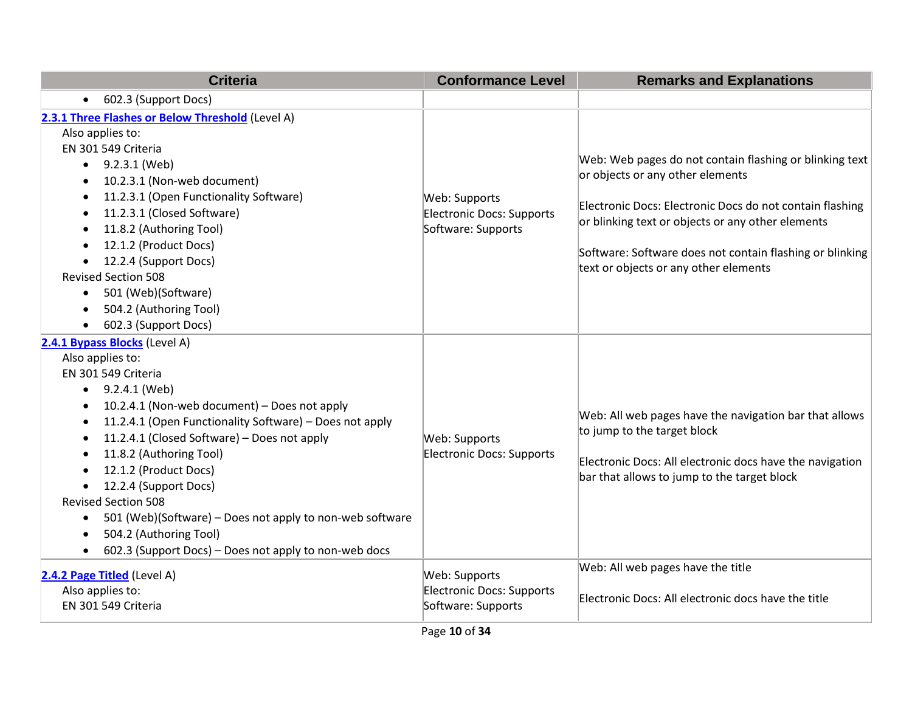| Criteria | Conformance Level | Remarks and Explanations |
|---|---|---|
| • 602.3 (Support Docs) | | |
| **2.3.1 Three Flashes or Below Threshold** (Level A)<br>Also applies to:<br>EN 301 549 Criteria<br>• 9.2.3.1 (Web)<br>• 10.2.3.1 (Non-web document)<br>• 11.2.3.1 (Open Functionality Software)<br>• 11.2.3.1 (Closed Software)<br>• 11.8.2 (Authoring Tool)<br>• 12.1.2 (Product Docs)<br>• 12.2.4 (Support Docs)<br>Revised Section 508<br>• 501 (Web)(Software)<br>• 504.2 (Authoring Tool)<br>• 602.3 (Support Docs) | Web: Supports<br>Electronic Docs: Supports<br>Software: Supports | Web: Web pages do not contain flashing or blinking text or objects or any other elements<br><br>Electronic Docs: Electronic Docs do not contain flashing or blinking text or objects or any other elements<br><br>Software: Software does not contain flashing or blinking text or objects or any other elements |
| **2.4.1 Bypass Blocks** (Level A)<br>Also applies to:<br>EN 301 549 Criteria<br>• 9.2.4.1 (Web)<br>• 10.2.4.1 (Non-web document) – Does not apply<br>• 11.2.4.1 (Open Functionality Software) – Does not apply<br>• 11.2.4.1 (Closed Software) – Does not apply<br>• 11.8.2 (Authoring Tool)<br>• 12.1.2 (Product Docs)<br>• 12.2.4 (Support Docs)<br>Revised Section 508<br>• 501 (Web)(Software) – Does not apply to non-web software<br>• 504.2 (Authoring Tool)<br>• 602.3 (Support Docs) – Does not apply to non-web docs | Web: Supports<br>Electronic Docs: Supports | Web: All web pages have the navigation bar that allows to jump to the target block<br><br>Electronic Docs: All electronic docs have the navigation bar that allows to jump to the target block |
| **2.4.2 Page Titled** (Level A)<br>Also applies to:<br>EN 301 549 Criteria | Web: Supports<br>Electronic Docs: Supports<br>Software: Supports | Web: All web pages have the title<br><br>Electronic Docs: All electronic docs have the title |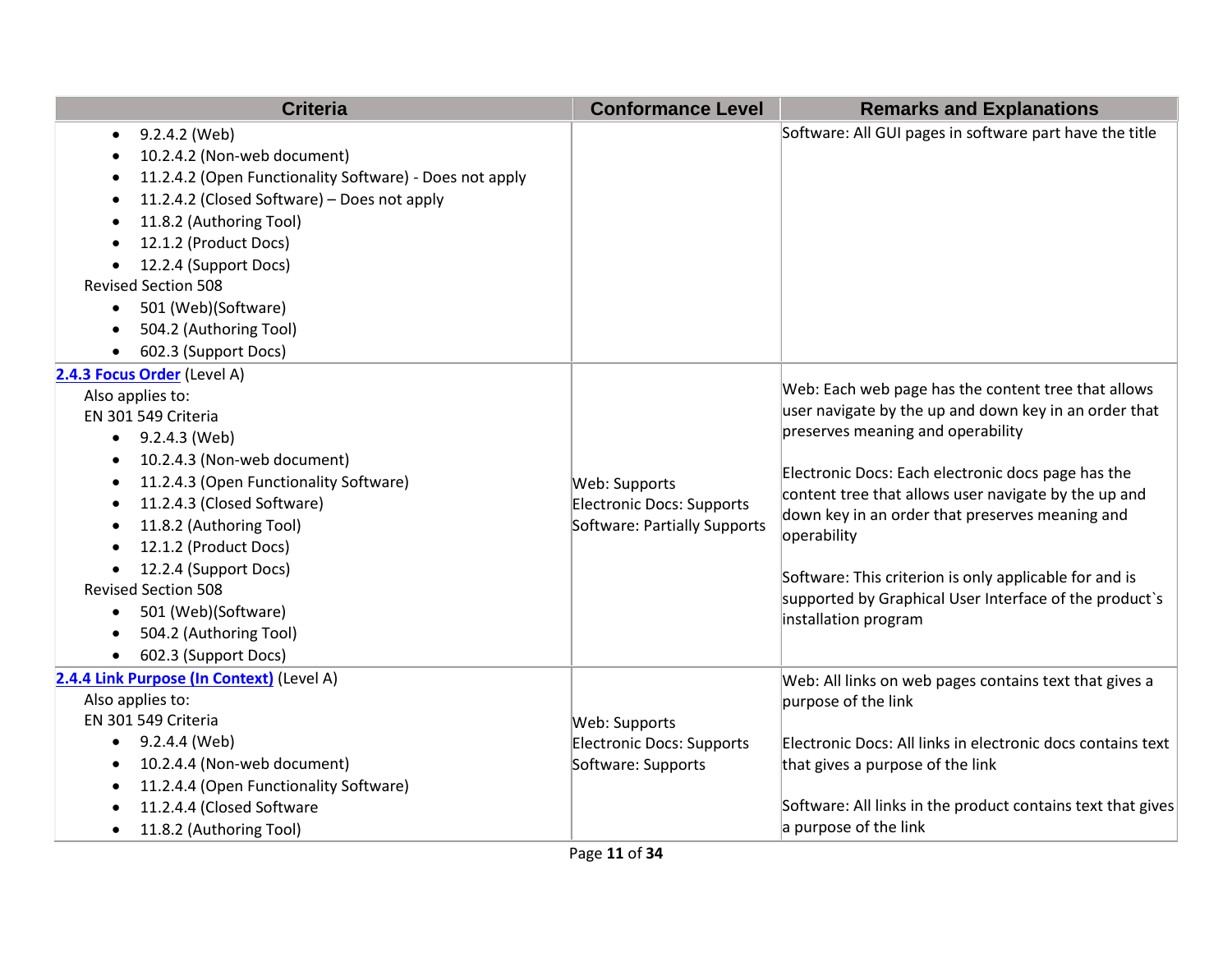| Criteria | Conformance Level | Remarks and Explanations |
|---|---|---|
| • 9.2.4.2 (Web)<br>• 10.2.4.2 (Non-web document)<br>• 11.2.4.2 (Open Functionality Software) - Does not apply<br>• 11.2.4.2 (Closed Software) – Does not apply<br>• 11.8.2 (Authoring Tool)<br>• 12.1.2 (Product Docs)<br>• 12.2.4 (Support Docs)<br>Revised Section 508<br>• 501 (Web)(Software)<br>• 504.2 (Authoring Tool)<br>• 602.3 (Support Docs) | | Software: All GUI pages in software part have the title |
| **[2.4.3 Focus Order](#)** (Level A)<br>Also applies to:<br>EN 301 549 Criteria<br>• 9.2.4.3 (Web)<br>• 10.2.4.3 (Non-web document)<br>• 11.2.4.3 (Open Functionality Software)<br>• 11.2.4.3 (Closed Software)<br>• 11.8.2 (Authoring Tool)<br>• 12.1.2 (Product Docs)<br>• 12.2.4 (Support Docs)<br>Revised Section 508<br>• 501 (Web)(Software)<br>• 504.2 (Authoring Tool)<br>• 602.3 (Support Docs) | Web: Supports<br>Electronic Docs: Supports<br>Software: Partially Supports | Web: Each web page has the content tree that allows user navigate by the up and down key in an order that preserves meaning and operability<br><br>Electronic Docs: Each electronic docs page has the content tree that allows user navigate by the up and down key in an order that preserves meaning and operability<br><br>Software: This criterion is only applicable for and is supported by Graphical User Interface of the product`s installation program |
| **[2.4.4 Link Purpose (In Context)](#)** (Level A)<br>Also applies to:<br>EN 301 549 Criteria<br>• 9.2.4.4 (Web)<br>• 10.2.4.4 (Non-web document)<br>• 11.2.4.4 (Open Functionality Software)<br>• 11.2.4.4 (Closed Software<br>• 11.8.2 (Authoring Tool) | Web: Supports<br>Electronic Docs: Supports<br>Software: Supports | Web: All links on web pages contains text that gives a purpose of the link<br><br>Electronic Docs: All links in electronic docs contains text that gives a purpose of the link<br><br>Software: All links in the product contains text that gives a purpose of the link |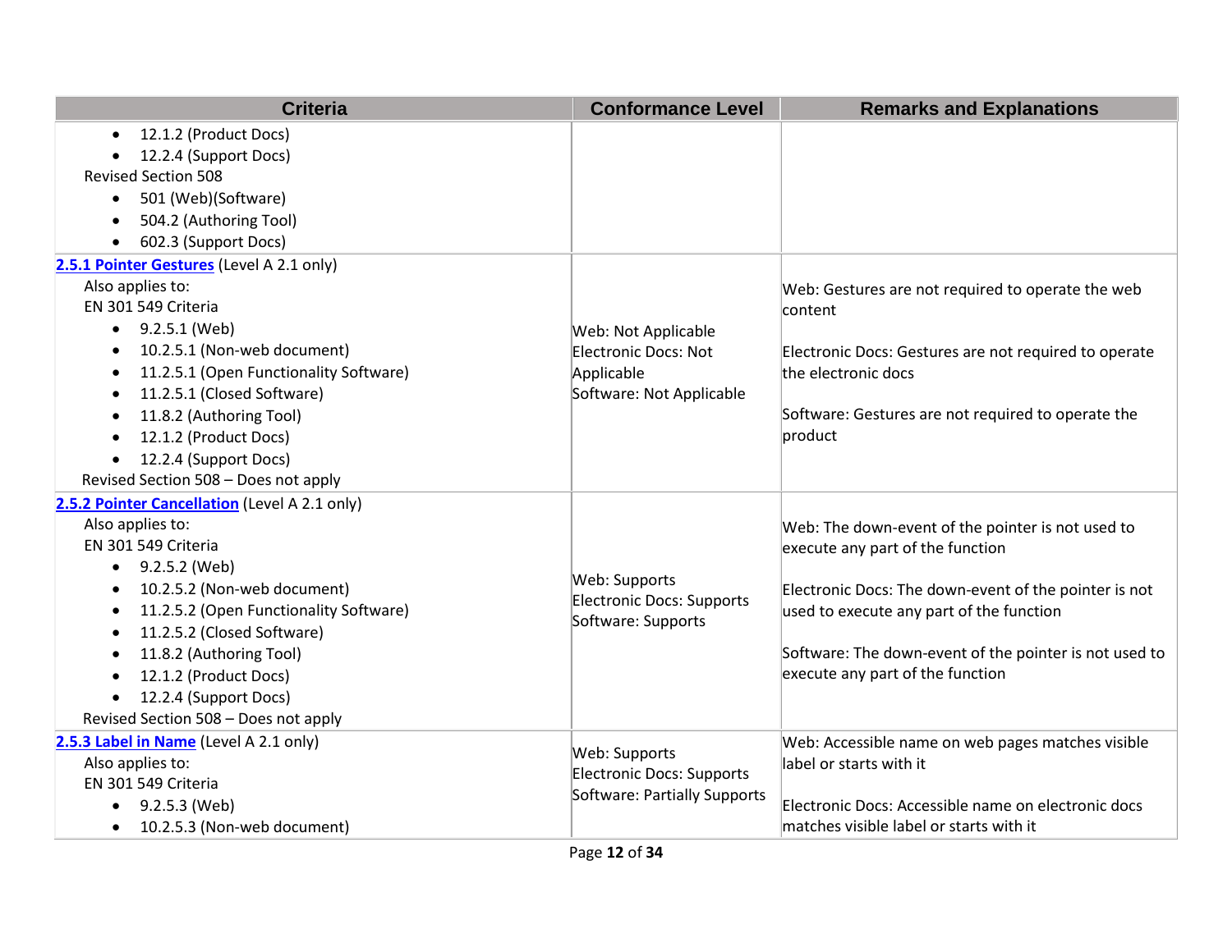| Criteria | Conformance Level | Remarks and Explanations |
|---|---|---|
| • 12.1.2 (Product Docs)<br>• 12.2.4 (Support Docs)<br>Revised Section 508<br>• 501 (Web)(Software)<br>• 504.2 (Authoring Tool)<br>• 602.3 (Support Docs) | | |
| [2.5.1 Pointer Gestures](#) (Level A 2.1 only)<br>Also applies to:<br>EN 301 549 Criteria<br>• 9.2.5.1 (Web)<br>• 10.2.5.1 (Non-web document)<br>• 11.2.5.1 (Open Functionality Software)<br>• 11.2.5.1 (Closed Software)<br>• 11.8.2 (Authoring Tool)<br>• 12.1.2 (Product Docs)<br>• 12.2.4 (Support Docs)<br>Revised Section 508 – Does not apply | Web: Not Applicable<br>Electronic Docs: Not Applicable<br>Software: Not Applicable | Web: Gestures are not required to operate the web content<br><br>Electronic Docs: Gestures are not required to operate the electronic docs<br><br>Software: Gestures are not required to operate the product |
| [2.5.2 Pointer Cancellation](#) (Level A 2.1 only)<br>Also applies to:<br>EN 301 549 Criteria<br>• 9.2.5.2 (Web)<br>• 10.2.5.2 (Non-web document)<br>• 11.2.5.2 (Open Functionality Software)<br>• 11.2.5.2 (Closed Software)<br>• 11.8.2 (Authoring Tool)<br>• 12.1.2 (Product Docs)<br>• 12.2.4 (Support Docs)<br>Revised Section 508 – Does not apply | Web: Supports<br>Electronic Docs: Supports<br>Software: Supports | Web: The down-event of the pointer is not used to execute any part of the function<br><br>Electronic Docs: The down-event of the pointer is not used to execute any part of the function<br><br>Software: The down-event of the pointer is not used to execute any part of the function |
| [2.5.3 Label in Name](#) (Level A 2.1 only)<br>Also applies to:<br>EN 301 549 Criteria<br>• 9.2.5.3 (Web)<br>• 10.2.5.3 (Non-web document) | Web: Supports<br>Electronic Docs: Supports<br>Software: Partially Supports | Web: Accessible name on web pages matches visible label or starts with it<br><br>Electronic Docs: Accessible name on electronic docs matches visible label or starts with it |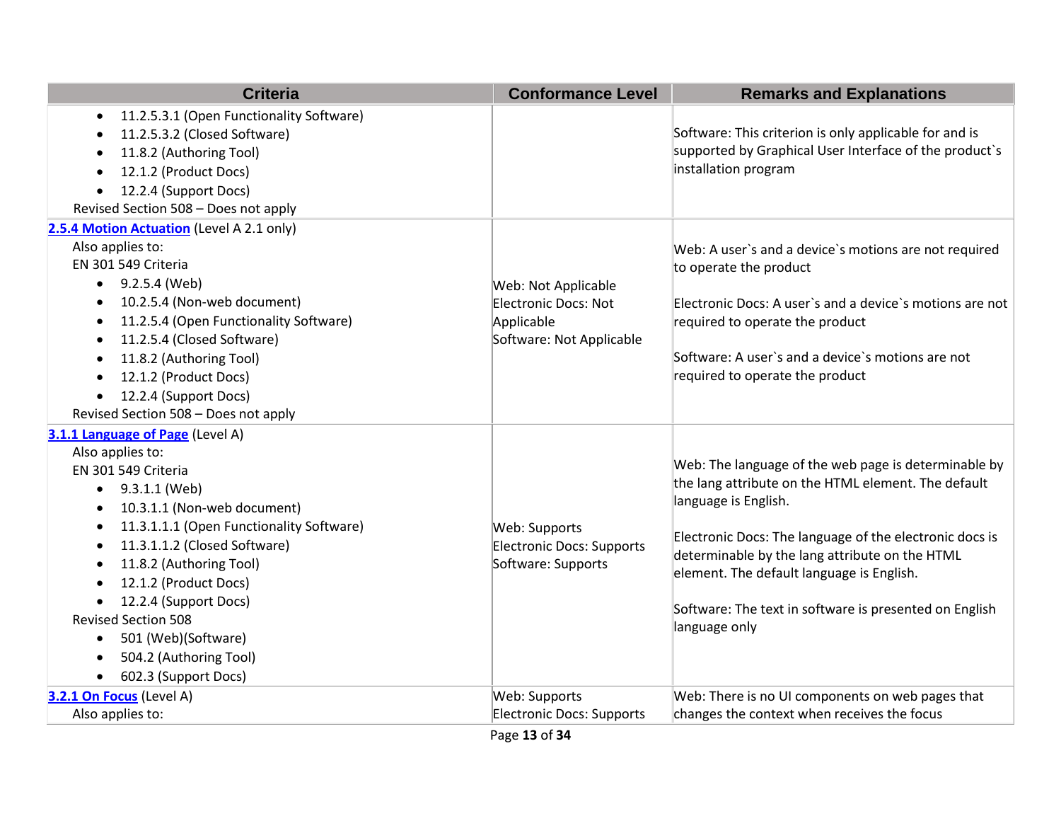| Criteria | Conformance Level | Remarks and Explanations |
|---|---|---|
| • 11.2.5.3.1 (Open Functionality Software)<br>• 11.2.5.3.2 (Closed Software)<br>• 11.8.2 (Authoring Tool)<br>• 12.1.2 (Product Docs)<br>• 12.2.4 (Support Docs)<br>Revised Section 508 – Does not apply | | Software: This criterion is only applicable for and is supported by Graphical User Interface of the product`s installation program |
| [2.5.4 Motion Actuation](#) (Level A 2.1 only)<br>Also applies to:<br>EN 301 549 Criteria<br>• 9.2.5.4 (Web)<br>• 10.2.5.4 (Non-web document)<br>• 11.2.5.4 (Open Functionality Software)<br>• 11.2.5.4 (Closed Software)<br>• 11.8.2 (Authoring Tool)<br>• 12.1.2 (Product Docs)<br>• 12.2.4 (Support Docs)<br>Revised Section 508 – Does not apply | Web: Not Applicable<br>Electronic Docs: Not Applicable<br>Software: Not Applicable | Web: A user`s and a device`s motions are not required to operate the product<br><br>Electronic Docs: A user`s and a device`s motions are not required to operate the product<br><br>Software: A user`s and a device`s motions are not required to operate the product |
| [3.1.1 Language of Page](#) (Level A)<br>Also applies to:<br>EN 301 549 Criteria<br>• 9.3.1.1 (Web)<br>• 10.3.1.1 (Non-web document)<br>• 11.3.1.1.1 (Open Functionality Software)<br>• 11.3.1.1.2 (Closed Software)<br>• 11.8.2 (Authoring Tool)<br>• 12.1.2 (Product Docs)<br>• 12.2.4 (Support Docs)<br>Revised Section 508<br>• 501 (Web)(Software)<br>• 504.2 (Authoring Tool)<br>• 602.3 (Support Docs) | Web: Supports<br>Electronic Docs: Supports<br>Software: Supports | Web: The language of the web page is determinable by the lang attribute on the HTML element. The default language is English.<br><br>Electronic Docs: The language of the electronic docs is determinable by the lang attribute on the HTML element. The default language is English.<br><br>Software: The text in software is presented on English language only |
| [3.2.1 On Focus](#) (Level A)<br>Also applies to: | Web: Supports<br>Electronic Docs: Supports | Web: There is no UI components on web pages that changes the context when receives the focus |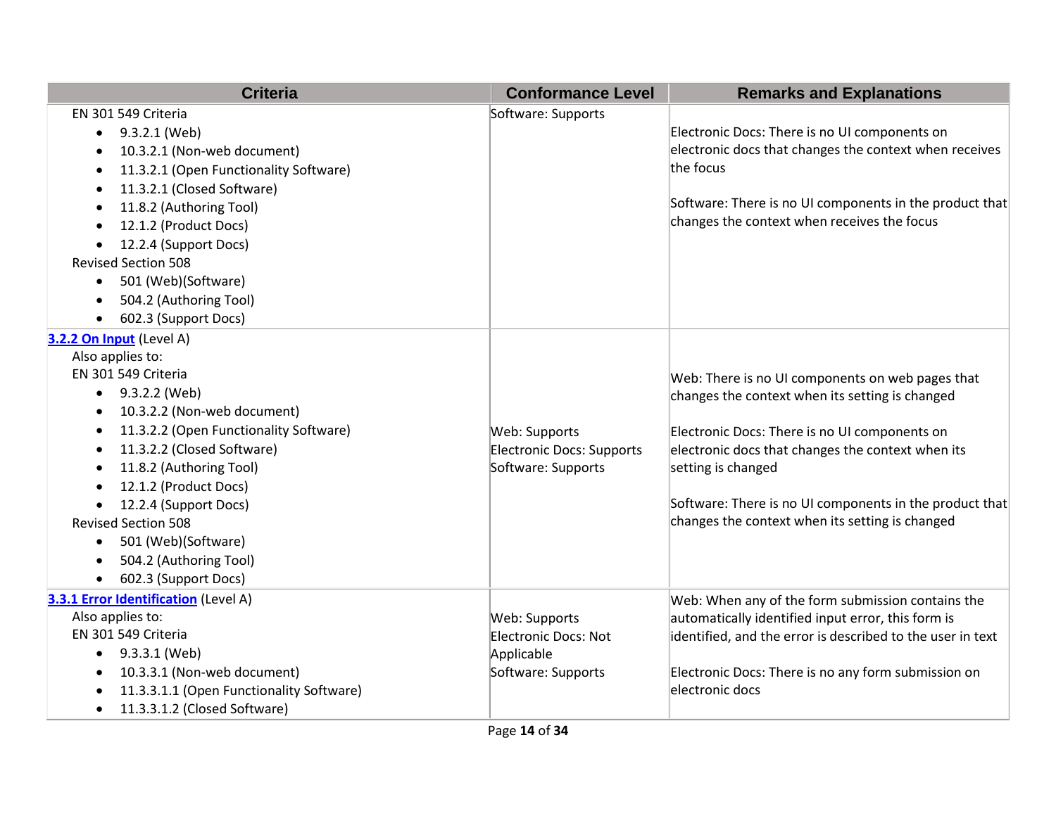| Criteria | Conformance Level | Remarks and Explanations |
|---|---|---|
| EN 301 549 Criteria<br>• 9.3.2.1 (Web)<br>• 10.3.2.1 (Non-web document)<br>• 11.3.2.1 (Open Functionality Software)<br>• 11.3.2.1 (Closed Software)<br>• 11.8.2 (Authoring Tool)<br>• 12.1.2 (Product Docs)<br>• 12.2.4 (Support Docs)<br>Revised Section 508<br>• 501 (Web)(Software)<br>• 504.2 (Authoring Tool)<br>• 602.3 (Support Docs) | Software: Supports | Electronic Docs: There is no UI components on electronic docs that changes the context when receives the focus<br><br>Software: There is no UI components in the product that changes the context when receives the focus |
| [3.2.2 On Input](https://www.w3.org/TR/WCAG21/#on-input) (Level A)<br>Also applies to:<br>EN 301 549 Criteria<br>• 9.3.2.2 (Web)<br>• 10.3.2.2 (Non-web document)<br>• 11.3.2.2 (Open Functionality Software)<br>• 11.3.2.2 (Closed Software)<br>• 11.8.2 (Authoring Tool)<br>• 12.1.2 (Product Docs)<br>• 12.2.4 (Support Docs)<br>Revised Section 508<br>• 501 (Web)(Software)<br>• 504.2 (Authoring Tool)<br>• 602.3 (Support Docs) | Web: Supports<br>Electronic Docs: Supports<br>Software: Supports | Web: There is no UI components on web pages that changes the context when its setting is changed<br><br>Electronic Docs: There is no UI components on electronic docs that changes the context when its setting is changed<br><br>Software: There is no UI components in the product that changes the context when its setting is changed |
| [3.3.1 Error Identification](https://www.w3.org/TR/WCAG21/#error-identification) (Level A)<br>Also applies to:<br>EN 301 549 Criteria<br>• 9.3.3.1 (Web)<br>• 10.3.3.1 (Non-web document)<br>• 11.3.3.1.1 (Open Functionality Software)<br>• 11.3.3.1.2 (Closed Software) | Web: Supports<br>Electronic Docs: Not Applicable<br>Software: Supports | Web: When any of the form submission contains the automatically identified input error, this form is identified, and the error is described to the user in text<br><br>Electronic Docs: There is no any form submission on electronic docs |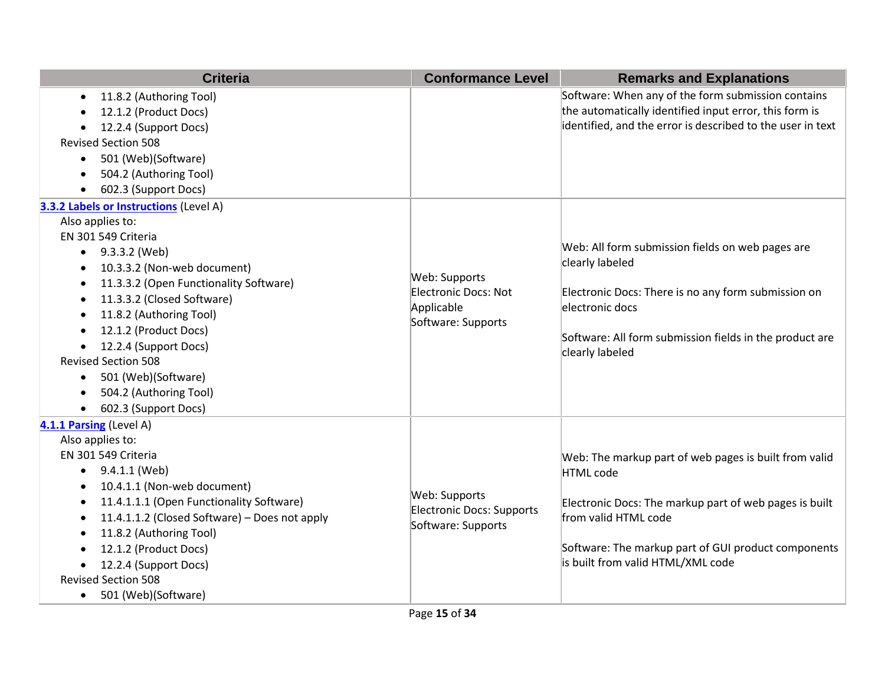| Criteria | Conformance Level | Remarks and Explanations |
| --- | --- | --- |
| • 11.8.2 (Authoring Tool)<br>• 12.1.2 (Product Docs)<br>• 12.2.4 (Support Docs)<br>Revised Section 508<br>• 501 (Web)(Software)<br>• 504.2 (Authoring Tool)<br>• 602.3 (Support Docs) | | Software: When any of the form submission contains the automatically identified input error, this form is identified, and the error is described to the user in text |
| **3.3.2 Labels or Instructions** (Level A)<br>Also applies to:<br>EN 301 549 Criteria<br>• 9.3.3.2 (Web)<br>• 10.3.3.2 (Non-web document)<br>• 11.3.3.2 (Open Functionality Software)<br>• 11.3.3.2 (Closed Software)<br>• 11.8.2 (Authoring Tool)<br>• 12.1.2 (Product Docs)<br>• 12.2.4 (Support Docs)<br>Revised Section 508<br>• 501 (Web)(Software)<br>• 504.2 (Authoring Tool)<br>• 602.3 (Support Docs) | Web: Supports<br>Electronic Docs: Not Applicable<br>Software: Supports | Web: All form submission fields on web pages are clearly labeled<br><br>Electronic Docs: There is no any form submission on electronic docs<br><br>Software: All form submission fields in the product are clearly labeled |
| **4.1.1 Parsing** (Level A)<br>Also applies to:<br>EN 301 549 Criteria<br>• 9.4.1.1 (Web)<br>• 10.4.1.1 (Non-web document)<br>• 11.4.1.1.1 (Open Functionality Software)<br>• 11.4.1.1.2 (Closed Software) – Does not apply<br>• 11.8.2 (Authoring Tool)<br>• 12.1.2 (Product Docs)<br>• 12.2.4 (Support Docs)<br>Revised Section 508<br>• 501 (Web)(Software) | Web: Supports<br>Electronic Docs: Supports<br>Software: Supports | Web: The markup part of web pages is built from valid HTML code<br><br>Electronic Docs: The markup part of web pages is built from valid HTML code<br><br>Software: The markup part of GUI product components is built from valid HTML/XML code |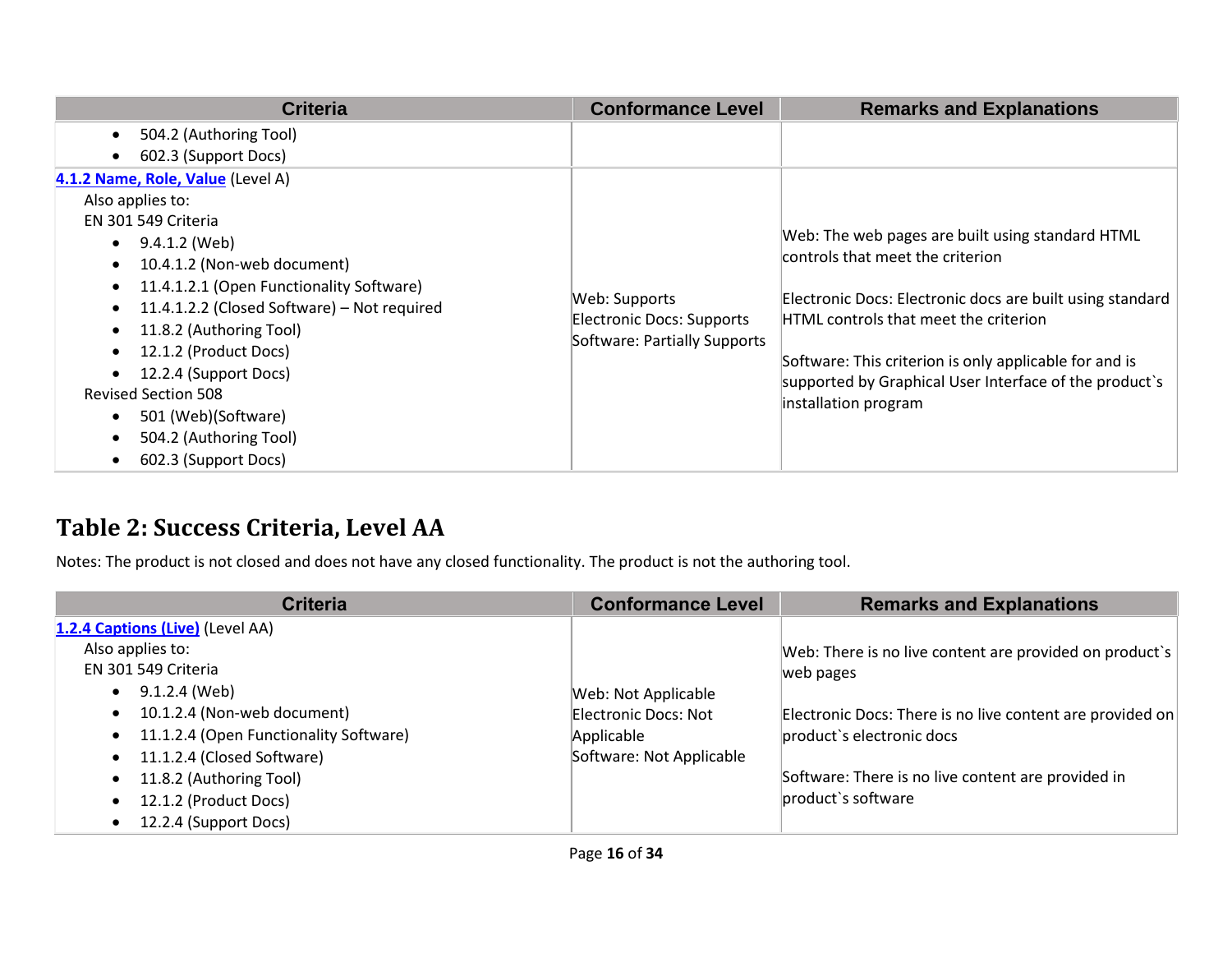| Criteria | Conformance Level | Remarks and Explanations |
|---|---|---|
| <ul><li>504.2 (Authoring Tool)</li><li>602.3 (Support Docs)</li></ul> | | |
| **4.1.2 Name, Role, Value** (Level A)<br>Also applies to:<br>EN 301 549 Criteria<ul><li>9.4.1.2 (Web)</li><li>10.4.1.2 (Non-web document)</li><li>11.4.1.2.1 (Open Functionality Software)</li><li>11.4.1.2.2 (Closed Software) – Not required</li><li>11.8.2 (Authoring Tool)</li><li>12.1.2 (Product Docs)</li><li>12.2.4 (Support Docs)</li></ul>Revised Section 508<ul><li>501 (Web)(Software)</li><li>504.2 (Authoring Tool)</li><li>602.3 (Support Docs)</li></ul> | Web: Supports<br>Electronic Docs: Supports<br>Software: Partially Supports | Web: The web pages are built using standard HTML controls that meet the criterion<br><br>Electronic Docs: Electronic docs are built using standard HTML controls that meet the criterion<br><br>Software: This criterion is only applicable for and is supported by Graphical User Interface of the product`s installation program |

## Table 2: Success Criteria, Level AA

Notes: The product is not closed and does not have any closed functionality. The product is not the authoring tool.

| Criteria | Conformance Level | Remarks and Explanations |
|---|---|---|
| **1.2.4 Captions (Live)** (Level AA)<br>Also applies to:<br>EN 301 549 Criteria<ul><li>9.1.2.4 (Web)</li><li>10.1.2.4 (Non-web document)</li><li>11.1.2.4 (Open Functionality Software)</li><li>11.1.2.4 (Closed Software)</li><li>11.8.2 (Authoring Tool)</li><li>12.1.2 (Product Docs)</li><li>12.2.4 (Support Docs)</li></ul> | Web: Not Applicable<br>Electronic Docs: Not Applicable<br>Software: Not Applicable | Web: There is no live content are provided on product`s web pages<br><br>Electronic Docs: There is no live content are provided on product`s electronic docs<br><br>Software: There is no live content are provided in product`s software |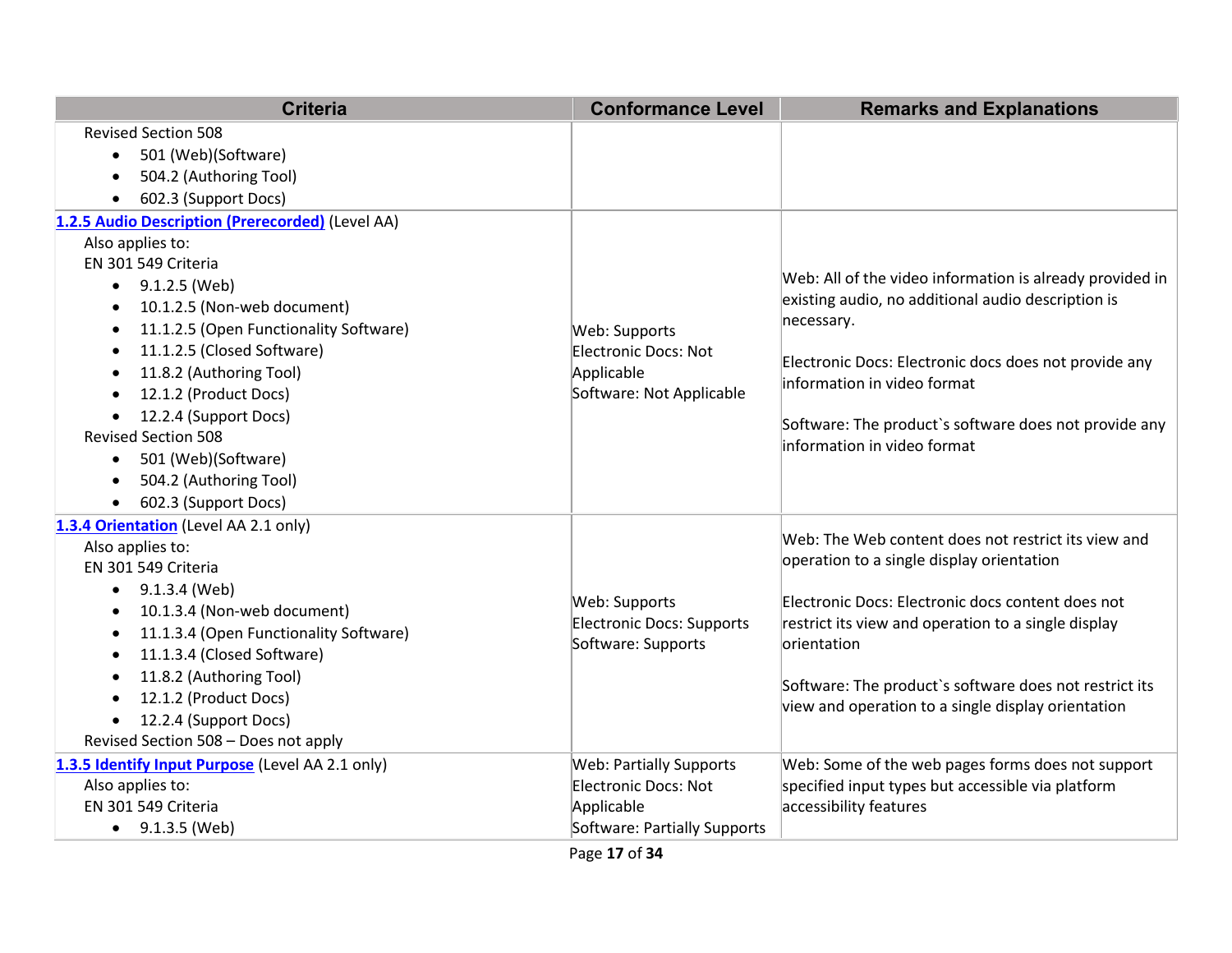| Criteria | Conformance Level | Remarks and Explanations |
| --- | --- | --- |
| Revised Section 508<br>• 501 (Web)(Software)<br>• 504.2 (Authoring Tool)<br>• 602.3 (Support Docs) | | |
| **[1.2.5 Audio Description (Prerecorded)]** (Level AA)<br>Also applies to:<br>EN 301 549 Criteria<br>• 9.1.2.5 (Web)<br>• 10.1.2.5 (Non-web document)<br>• 11.1.2.5 (Open Functionality Software)<br>• 11.1.2.5 (Closed Software)<br>• 11.8.2 (Authoring Tool)<br>• 12.1.2 (Product Docs)<br>• 12.2.4 (Support Docs)<br>Revised Section 508<br>• 501 (Web)(Software)<br>• 504.2 (Authoring Tool)<br>• 602.3 (Support Docs) | Web: Supports<br>Electronic Docs: Not Applicable<br>Software: Not Applicable | Web: All of the video information is already provided in existing audio, no additional audio description is necessary.<br><br>Electronic Docs: Electronic docs does not provide any information in video format<br><br>Software: The product`s software does not provide any information in video format |
| **[1.3.4 Orientation]** (Level AA 2.1 only)<br>Also applies to:<br>EN 301 549 Criteria<br>• 9.1.3.4 (Web)<br>• 10.1.3.4 (Non-web document)<br>• 11.1.3.4 (Open Functionality Software)<br>• 11.1.3.4 (Closed Software)<br>• 11.8.2 (Authoring Tool)<br>• 12.1.2 (Product Docs)<br>• 12.2.4 (Support Docs)<br>Revised Section 508 – Does not apply | Web: Supports<br>Electronic Docs: Supports<br>Software: Supports | Web: The Web content does not restrict its view and operation to a single display orientation<br><br>Electronic Docs: Electronic docs content does not restrict its view and operation to a single display orientation<br><br>Software: The product`s software does not restrict its view and operation to a single display orientation |
| **[1.3.5 Identify Input Purpose]** (Level AA 2.1 only)<br>Also applies to:<br>EN 301 549 Criteria<br>• 9.1.3.5 (Web) | Web: Partially Supports<br>Electronic Docs: Not Applicable<br>Software: Partially Supports | Web: Some of the web pages forms does not support specified input types but accessible via platform accessibility features |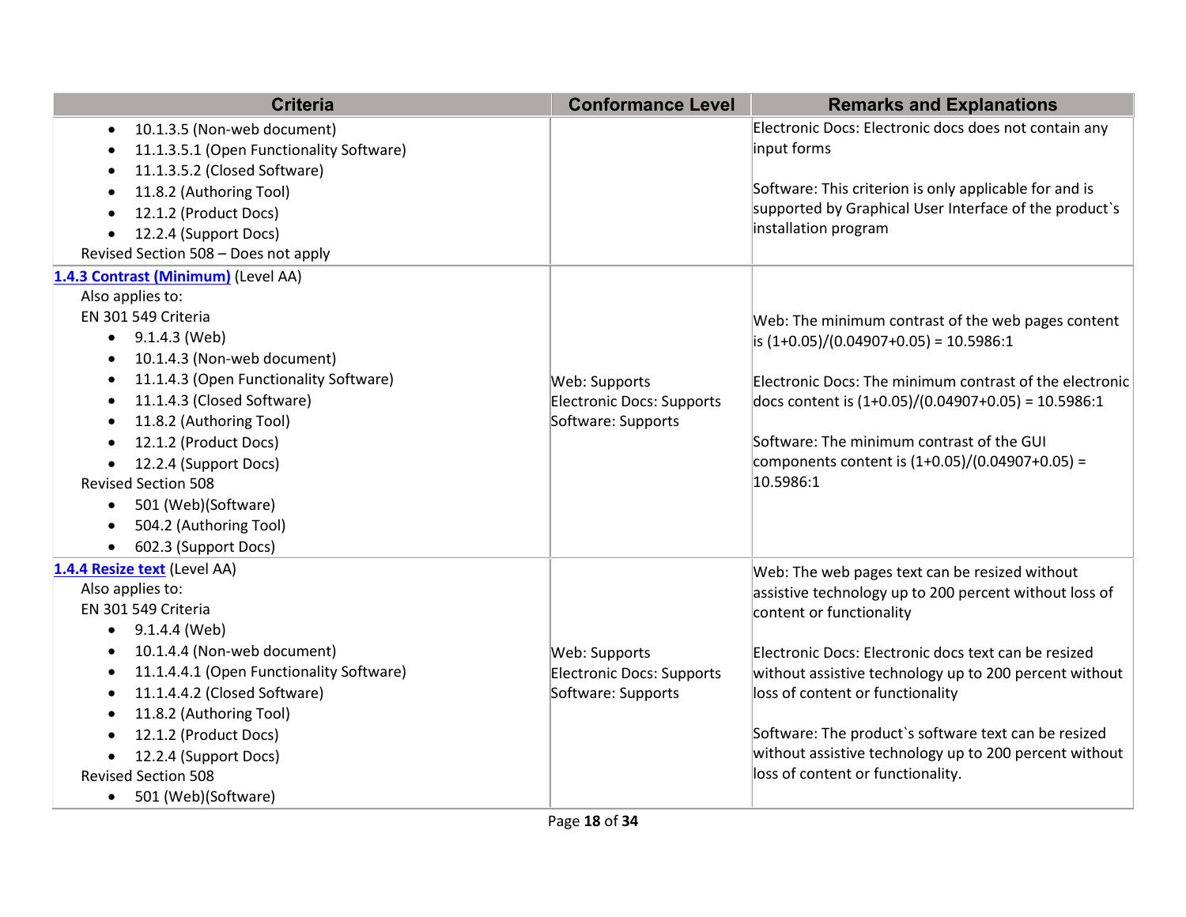| Criteria | Conformance Level | Remarks and Explanations |
|---|---|---|
| <ul><li>10.1.3.5 (Non-web document)</li><li>11.1.3.5.1 (Open Functionality Software)</li><li>11.1.3.5.2 (Closed Software)</li><li>11.8.2 (Authoring Tool)</li><li>12.1.2 (Product Docs)</li><li>12.2.4 (Support Docs)</li></ul>Revised Section 508 – Does not apply | | Electronic Docs: Electronic docs does not contain any input forms<br><br>Software: This criterion is only applicable for and is supported by Graphical User Interface of the product`s installation program |
| **1.4.3 Contrast (Minimum)** (Level AA)<br>Also applies to:<br>EN 301 549 Criteria<ul><li>9.1.4.3 (Web)</li><li>10.1.4.3 (Non-web document)</li><li>11.1.4.3 (Open Functionality Software)</li><li>11.1.4.3 (Closed Software)</li><li>11.8.2 (Authoring Tool)</li><li>12.1.2 (Product Docs)</li><li>12.2.4 (Support Docs)</li></ul>Revised Section 508<ul><li>501 (Web)(Software)</li><li>504.2 (Authoring Tool)</li><li>602.3 (Support Docs)</li></ul> | Web: Supports<br>Electronic Docs: Supports<br>Software: Supports | Web: The minimum contrast of the web pages content is (1+0.05)/(0.04907+0.05) = 10.5986:1<br><br>Electronic Docs: The minimum contrast of the electronic docs content is (1+0.05)/(0.04907+0.05) = 10.5986:1<br><br>Software: The minimum contrast of the GUI components content is (1+0.05)/(0.04907+0.05) = 10.5986:1 |
| **1.4.4 Resize text** (Level AA)<br>Also applies to:<br>EN 301 549 Criteria<ul><li>9.1.4.4 (Web)</li><li>10.1.4.4 (Non-web document)</li><li>11.1.4.4.1 (Open Functionality Software)</li><li>11.1.4.4.2 (Closed Software)</li><li>11.8.2 (Authoring Tool)</li><li>12.1.2 (Product Docs)</li><li>12.2.4 (Support Docs)</li></ul>Revised Section 508<ul><li>501 (Web)(Software)</li></ul> | Web: Supports<br>Electronic Docs: Supports<br>Software: Supports | Web: The web pages text can be resized without assistive technology up to 200 percent without loss of content or functionality<br><br>Electronic Docs: Electronic docs text can be resized without assistive technology up to 200 percent without loss of content or functionality<br><br>Software: The product`s software text can be resized without assistive technology up to 200 percent without loss of content or functionality. |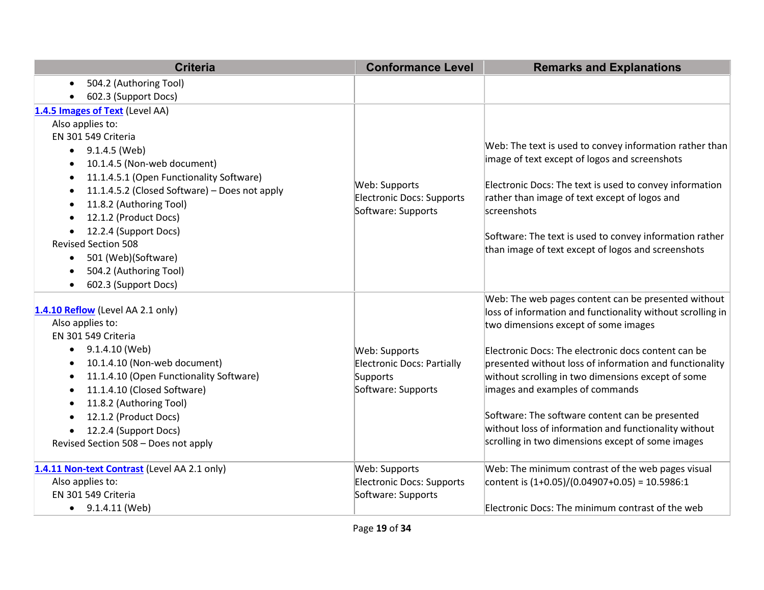| Criteria | Conformance Level | Remarks and Explanations |
| --- | --- | --- |
| <ul><li>504.2 (Authoring Tool)</li><li>602.3 (Support Docs)</li></ul> | | |
| **1.4.5 Images of Text** (Level AA)<br>Also applies to:<br>EN 301 549 Criteria<ul><li>9.1.4.5 (Web)</li><li>10.1.4.5 (Non-web document)</li><li>11.1.4.5.1 (Open Functionality Software)</li><li>11.1.4.5.2 (Closed Software) – Does not apply</li><li>11.8.2 (Authoring Tool)</li><li>12.1.2 (Product Docs)</li><li>12.2.4 (Support Docs)</li></ul>Revised Section 508<ul><li>501 (Web)(Software)</li><li>504.2 (Authoring Tool)</li><li>602.3 (Support Docs)</li></ul> | Web: Supports<br>Electronic Docs: Supports<br>Software: Supports | Web: The text is used to convey information rather than image of text except of logos and screenshots<br><br>Electronic Docs: The text is used to convey information rather than image of text except of logos and screenshots<br><br>Software: The text is used to convey information rather than image of text except of logos and screenshots |
| **1.4.10 Reflow** (Level AA 2.1 only)<br>Also applies to:<br>EN 301 549 Criteria<ul><li>9.1.4.10 (Web)</li><li>10.1.4.10 (Non-web document)</li><li>11.1.4.10 (Open Functionality Software)</li><li>11.1.4.10 (Closed Software)</li><li>11.8.2 (Authoring Tool)</li><li>12.1.2 (Product Docs)</li><li>12.2.4 (Support Docs)</li></ul>Revised Section 508 – Does not apply | Web: Supports<br>Electronic Docs: Partially Supports<br>Software: Supports | Web: The web pages content can be presented without loss of information and functionality without scrolling in two dimensions except of some images<br><br>Electronic Docs: The electronic docs content can be presented without loss of information and functionality without scrolling in two dimensions except of some images and examples of commands<br><br>Software: The software content can be presented without loss of information and functionality without scrolling in two dimensions except of some images |
| **1.4.11 Non-text Contrast** (Level AA 2.1 only)<br>Also applies to:<br>EN 301 549 Criteria<ul><li>9.1.4.11 (Web)</li></ul> | Web: Supports<br>Electronic Docs: Supports<br>Software: Supports | Web: The minimum contrast of the web pages visual content is (1+0.05)/(0.04907+0.05) = 10.5986:1<br><br>Electronic Docs: The minimum contrast of the web |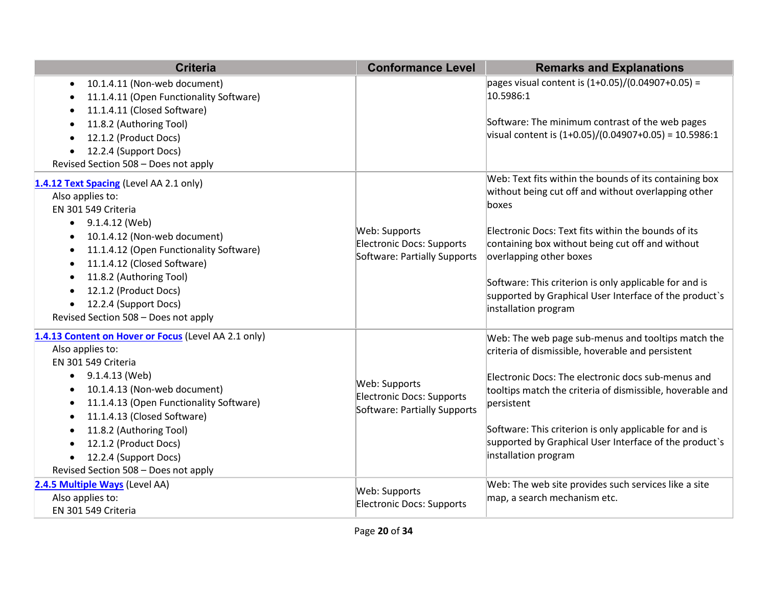| Criteria | Conformance Level | Remarks and Explanations |
|---|---|---|
| <ul><li>10.1.4.11 (Non-web document)</li><li>11.1.4.11 (Open Functionality Software)</li><li>11.1.4.11 (Closed Software)</li><li>11.8.2 (Authoring Tool)</li><li>12.1.2 (Product Docs)</li><li>12.2.4 (Support Docs)</li></ul>Revised Section 508 – Does not apply | | pages visual content is (1+0.05)/(0.04907+0.05) = 10.5986:1<br><br>Software: The minimum contrast of the web pages visual content is (1+0.05)/(0.04907+0.05) = 10.5986:1 |
| **[1.4.12 Text Spacing]()** (Level AA 2.1 only)<br>Also applies to:<br>EN 301 549 Criteria<ul><li>9.1.4.12 (Web)</li><li>10.1.4.12 (Non-web document)</li><li>11.1.4.12 (Open Functionality Software)</li><li>11.1.4.12 (Closed Software)</li><li>11.8.2 (Authoring Tool)</li><li>12.1.2 (Product Docs)</li><li>12.2.4 (Support Docs)</li></ul>Revised Section 508 – Does not apply | Web: Supports<br>Electronic Docs: Supports<br>Software: Partially Supports | Web: Text fits within the bounds of its containing box without being cut off and without overlapping other boxes<br><br>Electronic Docs: Text fits within the bounds of its containing box without being cut off and without overlapping other boxes<br><br>Software: This criterion is only applicable for and is supported by Graphical User Interface of the product`s installation program |
| **[1.4.13 Content on Hover or Focus]()** (Level AA 2.1 only)<br>Also applies to:<br>EN 301 549 Criteria<ul><li>9.1.4.13 (Web)</li><li>10.1.4.13 (Non-web document)</li><li>11.1.4.13 (Open Functionality Software)</li><li>11.1.4.13 (Closed Software)</li><li>11.8.2 (Authoring Tool)</li><li>12.1.2 (Product Docs)</li><li>12.2.4 (Support Docs)</li></ul>Revised Section 508 – Does not apply | Web: Supports<br>Electronic Docs: Supports<br>Software: Partially Supports | Web: The web page sub-menus and tooltips match the criteria of dismissible, hoverable and persistent<br><br>Electronic Docs: The electronic docs sub-menus and tooltips match the criteria of dismissible, hoverable and persistent<br><br>Software: This criterion is only applicable for and is supported by Graphical User Interface of the product`s installation program |
| **[2.4.5 Multiple Ways]()** (Level AA)<br>Also applies to:<br>EN 301 549 Criteria | Web: Supports<br>Electronic Docs: Supports | Web: The web site provides such services like a site map, a search mechanism etc. |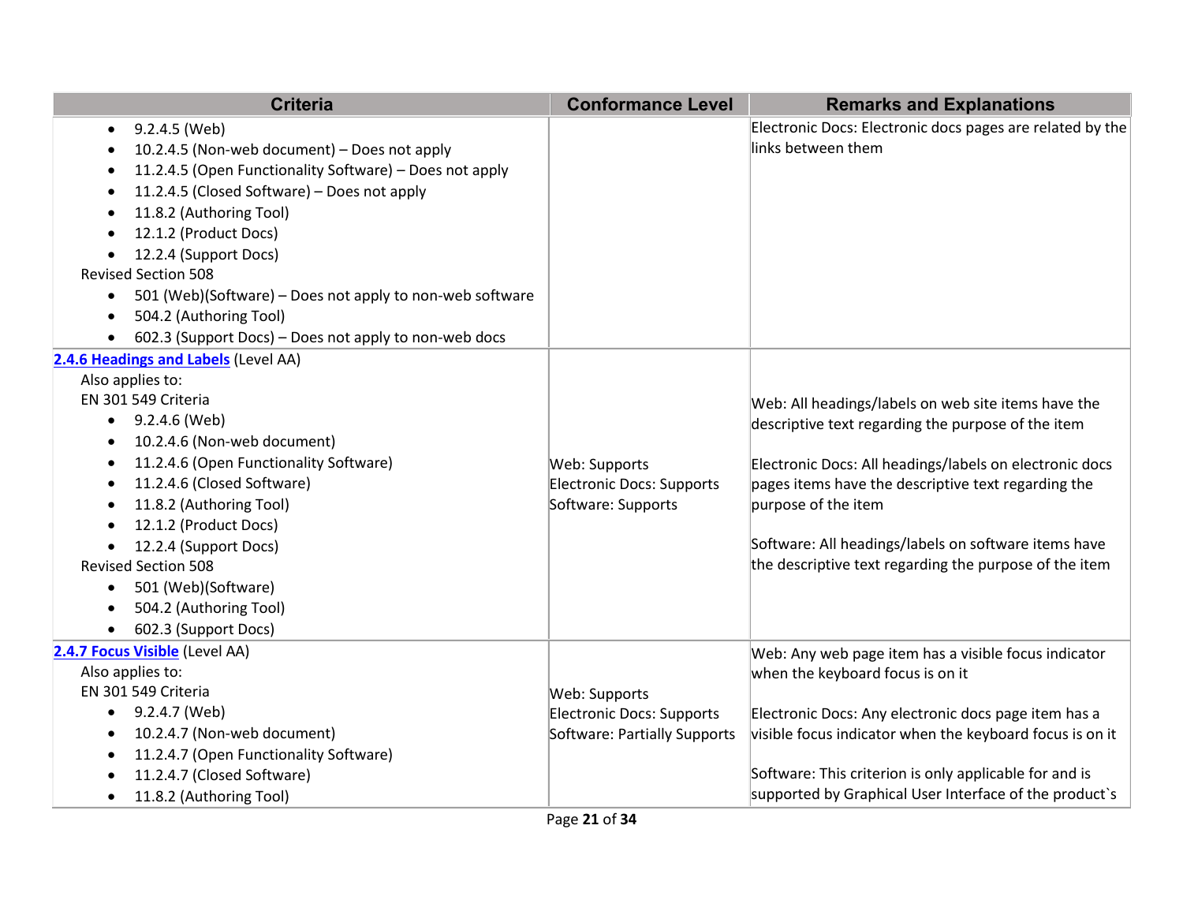| Criteria | Conformance Level | Remarks and Explanations |
|---|---|---|
| • 9.2.4.5 (Web)<br>• 10.2.4.5 (Non-web document) – Does not apply<br>• 11.2.4.5 (Open Functionality Software) – Does not apply<br>• 11.2.4.5 (Closed Software) – Does not apply<br>• 11.8.2 (Authoring Tool)<br>• 12.1.2 (Product Docs)<br>• 12.2.4 (Support Docs)<br>Revised Section 508<br>• 501 (Web)(Software) – Does not apply to non-web software<br>• 504.2 (Authoring Tool)<br>• 602.3 (Support Docs) – Does not apply to non-web docs | | Electronic Docs: Electronic docs pages are related by the links between them |
| **2.4.6 Headings and Labels** (Level AA)<br>Also applies to:<br>EN 301 549 Criteria<br>• 9.2.4.6 (Web)<br>• 10.2.4.6 (Non-web document)<br>• 11.2.4.6 (Open Functionality Software)<br>• 11.2.4.6 (Closed Software)<br>• 11.8.2 (Authoring Tool)<br>• 12.1.2 (Product Docs)<br>• 12.2.4 (Support Docs)<br>Revised Section 508<br>• 501 (Web)(Software)<br>• 504.2 (Authoring Tool)<br>• 602.3 (Support Docs) | Web: Supports<br>Electronic Docs: Supports<br>Software: Supports | Web: All headings/labels on web site items have the descriptive text regarding the purpose of the item<br><br>Electronic Docs: All headings/labels on electronic docs pages items have the descriptive text regarding the purpose of the item<br><br>Software: All headings/labels on software items have the descriptive text regarding the purpose of the item |
| **2.4.7 Focus Visible** (Level AA)<br>Also applies to:<br>EN 301 549 Criteria<br>• 9.2.4.7 (Web)<br>• 10.2.4.7 (Non-web document)<br>• 11.2.4.7 (Open Functionality Software)<br>• 11.2.4.7 (Closed Software)<br>• 11.8.2 (Authoring Tool) | Web: Supports<br>Electronic Docs: Supports<br>Software: Partially Supports | Web: Any web page item has a visible focus indicator when the keyboard focus is on it<br><br>Electronic Docs: Any electronic docs page item has a visible focus indicator when the keyboard focus is on it<br><br>Software: This criterion is only applicable for and is supported by Graphical User Interface of the product`s |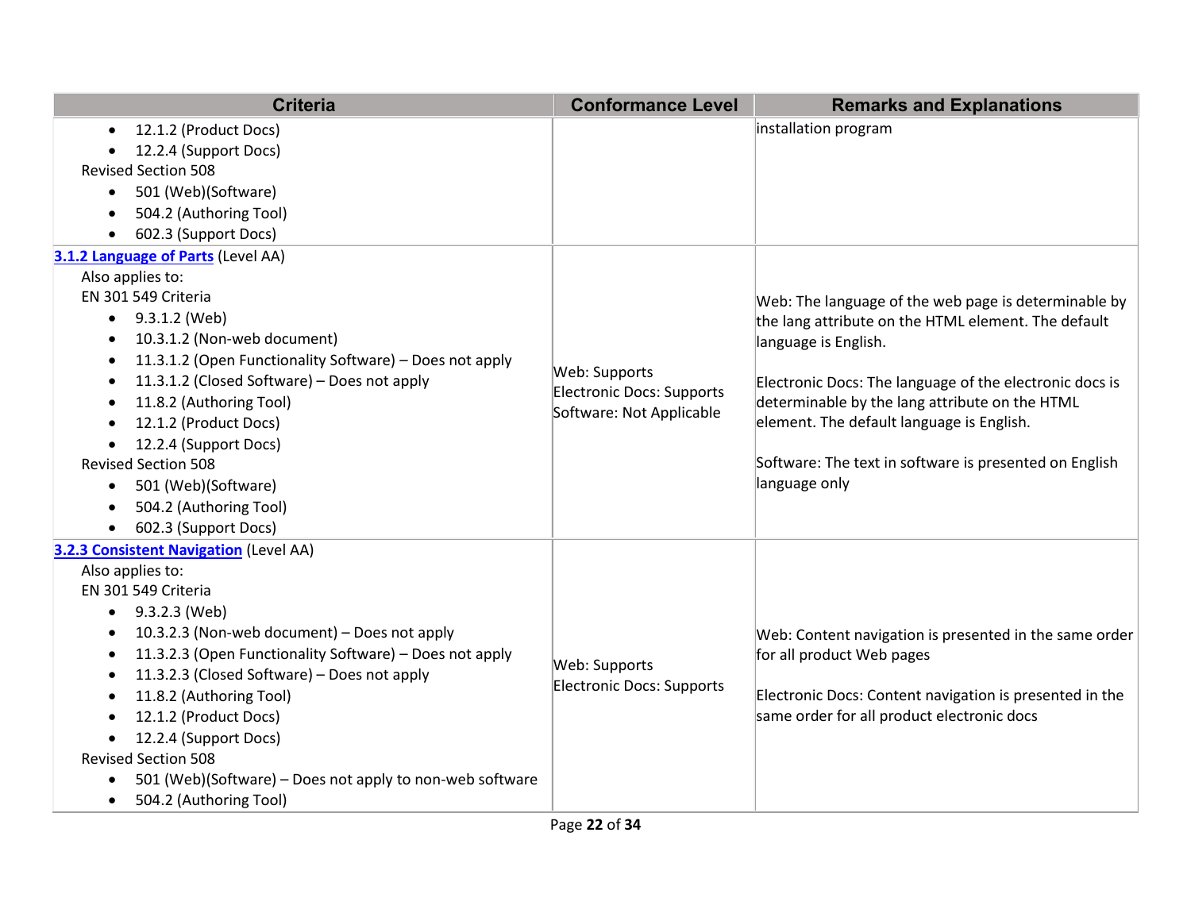| Criteria | Conformance Level | Remarks and Explanations |
|---|---|---|
| • 12.1.2 (Product Docs)<br>• 12.2.4 (Support Docs)<br>Revised Section 508<br>• 501 (Web)(Software)<br>• 504.2 (Authoring Tool)<br>• 602.3 (Support Docs) | | installation program |
| **[3.1.2 Language of Parts](#)** (Level AA)<br>Also applies to:<br>EN 301 549 Criteria<br>• 9.3.1.2 (Web)<br>• 10.3.1.2 (Non-web document)<br>• 11.3.1.2 (Open Functionality Software) – Does not apply<br>• 11.3.1.2 (Closed Software) – Does not apply<br>• 11.8.2 (Authoring Tool)<br>• 12.1.2 (Product Docs)<br>• 12.2.4 (Support Docs)<br>Revised Section 508<br>• 501 (Web)(Software)<br>• 504.2 (Authoring Tool)<br>• 602.3 (Support Docs) | Web: Supports<br>Electronic Docs: Supports<br>Software: Not Applicable | Web: The language of the web page is determinable by the lang attribute on the HTML element. The default language is English.<br><br>Electronic Docs: The language of the electronic docs is determinable by the lang attribute on the HTML element. The default language is English.<br><br>Software: The text in software is presented on English language only |
| **[3.2.3 Consistent Navigation](#)** (Level AA)<br>Also applies to:<br>EN 301 549 Criteria<br>• 9.3.2.3 (Web)<br>• 10.3.2.3 (Non-web document) – Does not apply<br>• 11.3.2.3 (Open Functionality Software) – Does not apply<br>• 11.3.2.3 (Closed Software) – Does not apply<br>• 11.8.2 (Authoring Tool)<br>• 12.1.2 (Product Docs)<br>• 12.2.4 (Support Docs)<br>Revised Section 508<br>• 501 (Web)(Software) – Does not apply to non-web software<br>• 504.2 (Authoring Tool) | Web: Supports<br>Electronic Docs: Supports | Web: Content navigation is presented in the same order for all product Web pages<br><br>Electronic Docs: Content navigation is presented in the same order for all product electronic docs |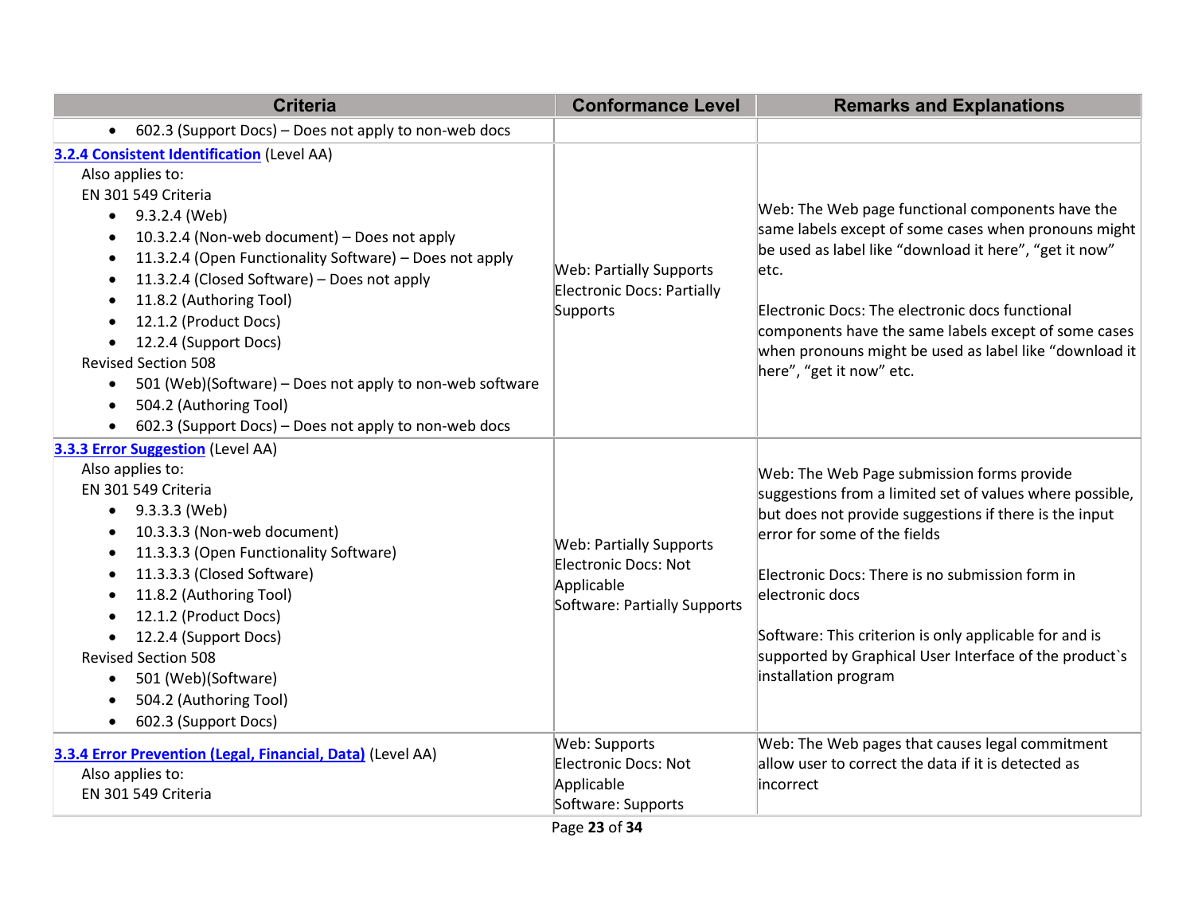| Criteria | Conformance Level | Remarks and Explanations |
| --- | --- | --- |
| • 602.3 (Support Docs) – Does not apply to non-web docs | | |
| **[3.2.4 Consistent Identification](#)** (Level AA)<br>Also applies to:<br>EN 301 549 Criteria<br>• 9.3.2.4 (Web)<br>• 10.3.2.4 (Non-web document) – Does not apply<br>• 11.3.2.4 (Open Functionality Software) – Does not apply<br>• 11.3.2.4 (Closed Software) – Does not apply<br>• 11.8.2 (Authoring Tool)<br>• 12.1.2 (Product Docs)<br>• 12.2.4 (Support Docs)<br>Revised Section 508<br>• 501 (Web)(Software) – Does not apply to non-web software<br>• 504.2 (Authoring Tool)<br>• 602.3 (Support Docs) – Does not apply to non-web docs | Web: Partially Supports<br>Electronic Docs: Partially Supports | Web: The Web page functional components have the same labels except of some cases when pronouns might be used as label like “download it here”, “get it now” etc.<br><br>Electronic Docs: The electronic docs functional components have the same labels except of some cases when pronouns might be used as label like “download it here”, “get it now” etc. |
| **[3.3.3 Error Suggestion](#)** (Level AA)<br>Also applies to:<br>EN 301 549 Criteria<br>• 9.3.3.3 (Web)<br>• 10.3.3.3 (Non-web document)<br>• 11.3.3.3 (Open Functionality Software)<br>• 11.3.3.3 (Closed Software)<br>• 11.8.2 (Authoring Tool)<br>• 12.1.2 (Product Docs)<br>• 12.2.4 (Support Docs)<br>Revised Section 508<br>• 501 (Web)(Software)<br>• 504.2 (Authoring Tool)<br>• 602.3 (Support Docs) | Web: Partially Supports<br>Electronic Docs: Not Applicable<br>Software: Partially Supports | Web: The Web Page submission forms provide suggestions from a limited set of values where possible, but does not provide suggestions if there is the input error for some of the fields<br><br>Electronic Docs: There is no submission form in electronic docs<br><br>Software: This criterion is only applicable for and is supported by Graphical User Interface of the product`s installation program |
| **[3.3.4 Error Prevention (Legal, Financial, Data)](#)** (Level AA)<br>Also applies to:<br>EN 301 549 Criteria | Web: Supports<br>Electronic Docs: Not Applicable<br>Software: Supports | Web: The Web pages that causes legal commitment allow user to correct the data if it is detected as incorrect |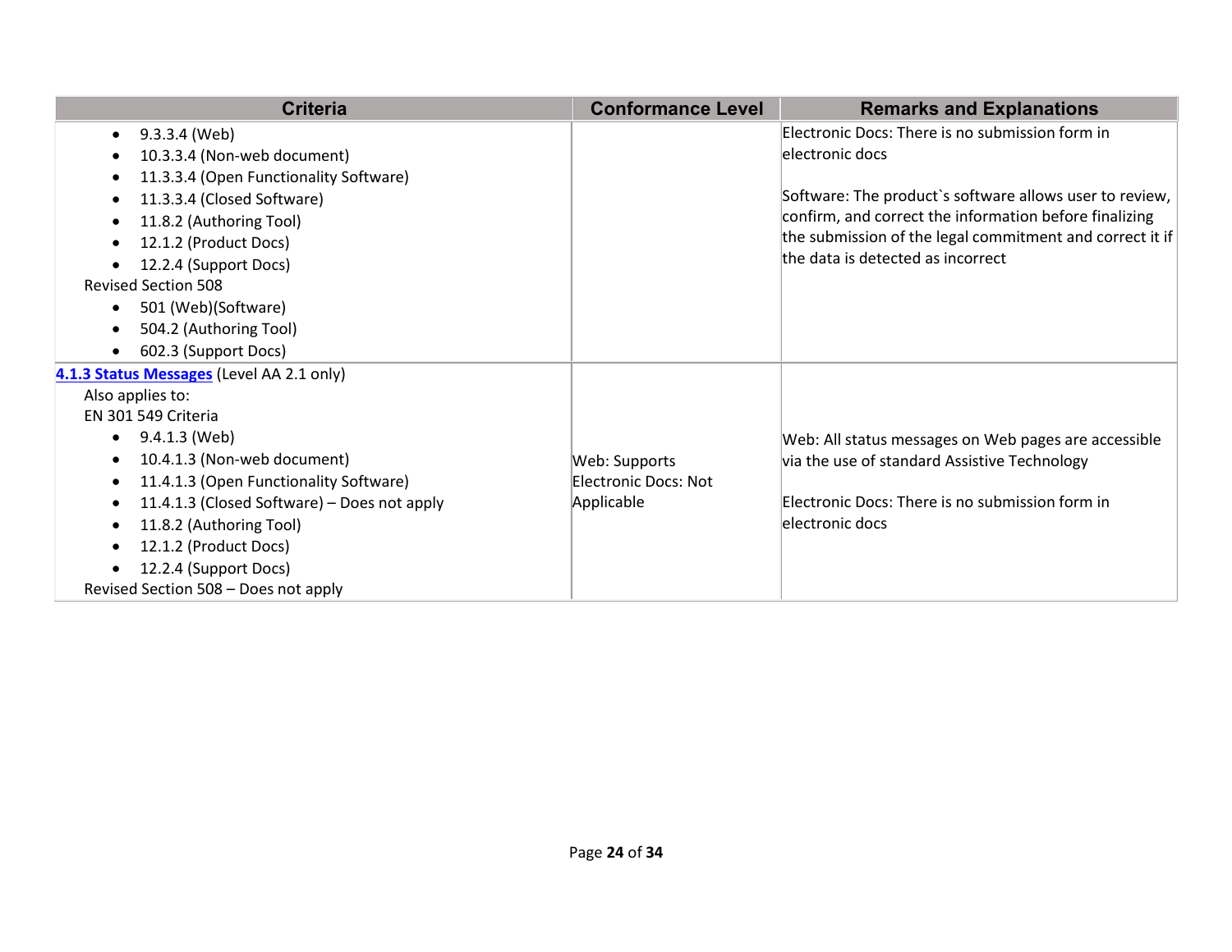| Criteria | Conformance Level | Remarks and Explanations |
| --- | --- | --- |
| <ul><li>9.3.3.4 (Web)</li><li>10.3.3.4 (Non-web document)</li><li>11.3.3.4 (Open Functionality Software)</li><li>11.3.3.4 (Closed Software)</li><li>11.8.2 (Authoring Tool)</li><li>12.1.2 (Product Docs)</li><li>12.2.4 (Support Docs)</li></ul>Revised Section 508<ul><li>501 (Web)(Software)</li><li>504.2 (Authoring Tool)</li><li>602.3 (Support Docs)</li></ul> | | Electronic Docs: There is no submission form in electronic docs<br><br>Software: The product`s software allows user to review, confirm, and correct the information before finalizing the submission of the legal commitment and correct it if the data is detected as incorrect |
| **4.1.3 Status Messages** (Level AA 2.1 only)<br>Also applies to:<br>EN 301 549 Criteria<ul><li>9.4.1.3 (Web)</li><li>10.4.1.3 (Non-web document)</li><li>11.4.1.3 (Open Functionality Software)</li><li>11.4.1.3 (Closed Software) – Does not apply</li><li>11.8.2 (Authoring Tool)</li><li>12.1.2 (Product Docs)</li><li>12.2.4 (Support Docs)</li></ul>Revised Section 508 – Does not apply | Web: Supports<br>Electronic Docs: Not Applicable | Web: All status messages on Web pages are accessible via the use of standard Assistive Technology<br><br>Electronic Docs: There is no submission form in electronic docs |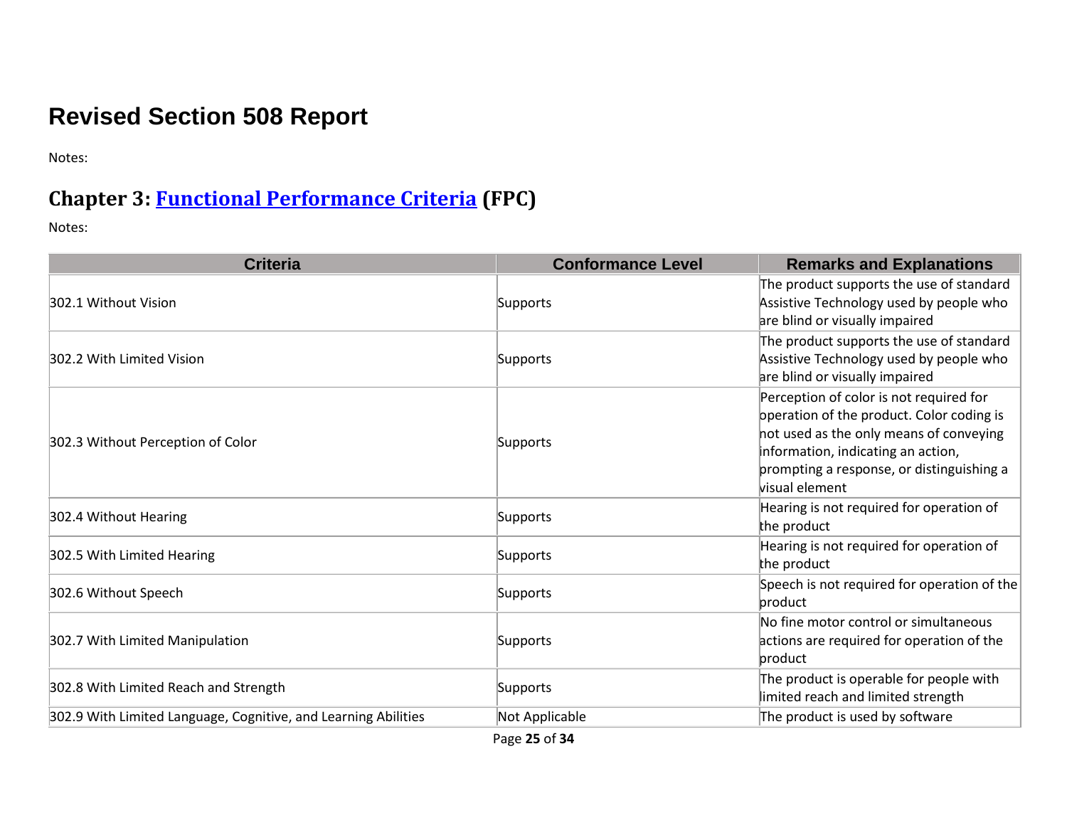# Revised Section 508 Report

Notes:

## Chapter 3: [Functional Performance Criteria](#) (FPC)

Notes:

| Criteria | Conformance Level | Remarks and Explanations |
|---|---|---|
| 302.1 Without Vision | Supports | The product supports the use of standard Assistive Technology used by people who are blind or visually impaired |
| 302.2 With Limited Vision | Supports | The product supports the use of standard Assistive Technology used by people who are blind or visually impaired |
| 302.3 Without Perception of Color | Supports | Perception of color is not required for operation of the product. Color coding is not used as the only means of conveying information, indicating an action, prompting a response, or distinguishing a visual element |
| 302.4 Without Hearing | Supports | Hearing is not required for operation of the product |
| 302.5 With Limited Hearing | Supports | Hearing is not required for operation of the product |
| 302.6 Without Speech | Supports | Speech is not required for operation of the product |
| 302.7 With Limited Manipulation | Supports | No fine motor control or simultaneous actions are required for operation of the product |
| 302.8 With Limited Reach and Strength | Supports | The product is operable for people with limited reach and limited strength |
| 302.9 With Limited Language, Cognitive, and Learning Abilities | Not Applicable | The product is used by software |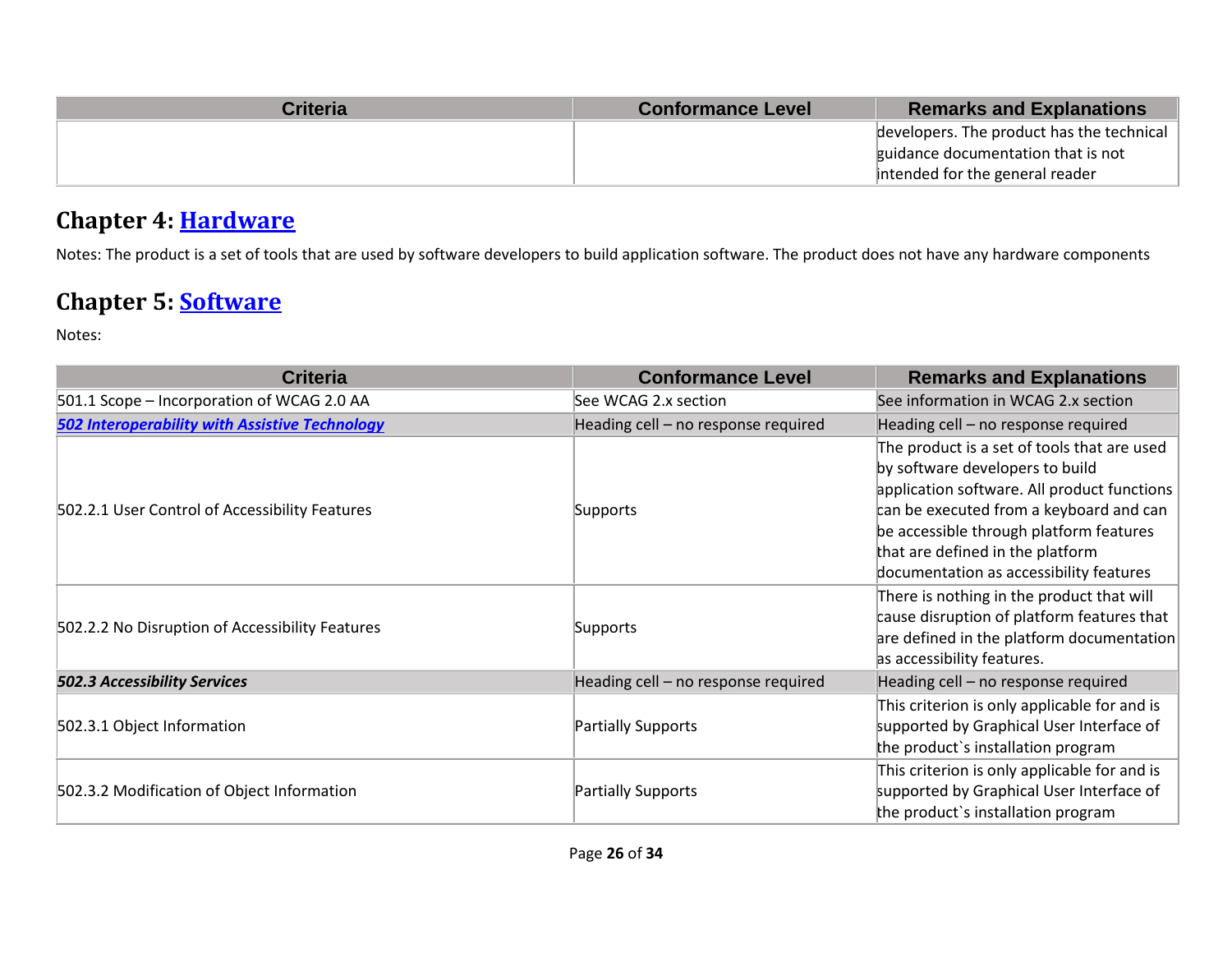| Criteria | Conformance Level | Remarks and Explanations |
|---|---|---|
| | | developers. The product has the technical guidance documentation that is not intended for the general reader |

## Chapter 4: [Hardware]

Notes: The product is a set of tools that are used by software developers to build application software. The product does not have any hardware components

## Chapter 5: [Software]

Notes:

| Criteria | Conformance Level | Remarks and Explanations |
|---|---|---|
| 501.1 Scope – Incorporation of WCAG 2.0 AA | See WCAG 2.x section | See information in WCAG 2.x section |
| ***[502 Interoperability with Assistive Technology]*** | Heading cell – no response required | Heading cell – no response required |
| 502.2.1 User Control of Accessibility Features | Supports | The product is a set of tools that are used by software developers to build application software. All product functions can be executed from a keyboard and can be accessible through platform features that are defined in the platform documentation as accessibility features |
| 502.2.2 No Disruption of Accessibility Features | Supports | There is nothing in the product that will cause disruption of platform features that are defined in the platform documentation as accessibility features. |
| ***502.3 Accessibility Services*** | Heading cell – no response required | Heading cell – no response required |
| 502.3.1 Object Information | Partially Supports | This criterion is only applicable for and is supported by Graphical User Interface of the product`s installation program |
| 502.3.2 Modification of Object Information | Partially Supports | This criterion is only applicable for and is supported by Graphical User Interface of the product`s installation program |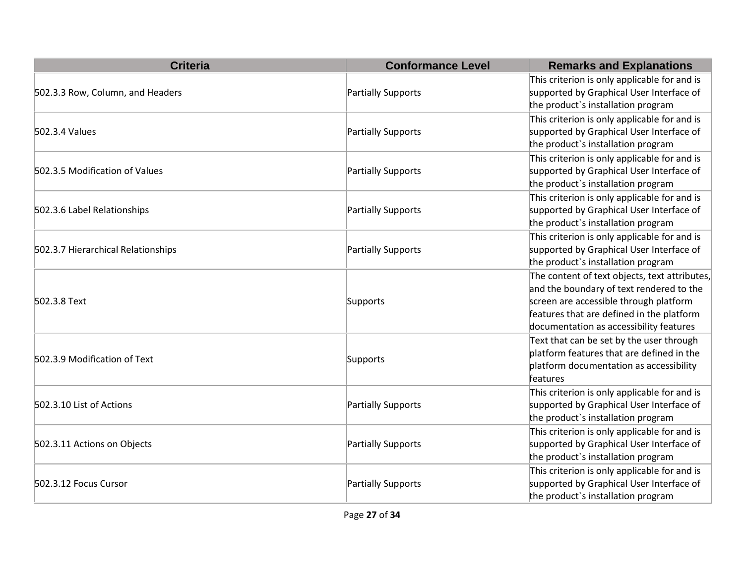| Criteria | Conformance Level | Remarks and Explanations |
| --- | --- | --- |
| 502.3.3 Row, Column, and Headers | Partially Supports | This criterion is only applicable for and is supported by Graphical User Interface of the product`s installation program |
| 502.3.4 Values | Partially Supports | This criterion is only applicable for and is supported by Graphical User Interface of the product`s installation program |
| 502.3.5 Modification of Values | Partially Supports | This criterion is only applicable for and is supported by Graphical User Interface of the product`s installation program |
| 502.3.6 Label Relationships | Partially Supports | This criterion is only applicable for and is supported by Graphical User Interface of the product`s installation program |
| 502.3.7 Hierarchical Relationships | Partially Supports | This criterion is only applicable for and is supported by Graphical User Interface of the product`s installation program |
| 502.3.8 Text | Supports | The content of text objects, text attributes, and the boundary of text rendered to the screen are accessible through platform features that are defined in the platform documentation as accessibility features |
| 502.3.9 Modification of Text | Supports | Text that can be set by the user through platform features that are defined in the platform documentation as accessibility features |
| 502.3.10 List of Actions | Partially Supports | This criterion is only applicable for and is supported by Graphical User Interface of the product`s installation program |
| 502.3.11 Actions on Objects | Partially Supports | This criterion is only applicable for and is supported by Graphical User Interface of the product`s installation program |
| 502.3.12 Focus Cursor | Partially Supports | This criterion is only applicable for and is supported by Graphical User Interface of the product`s installation program |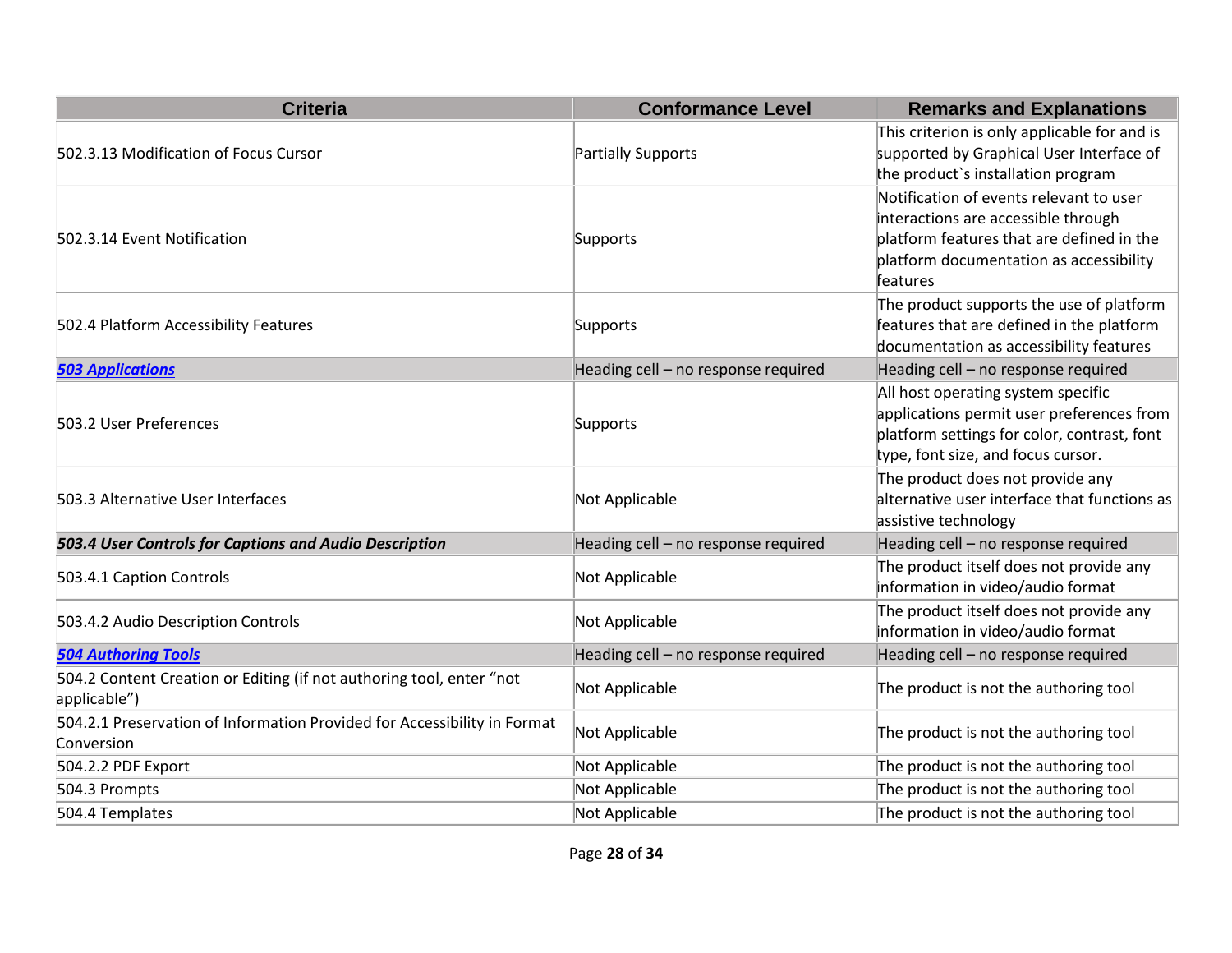| Criteria | Conformance Level | Remarks and Explanations |
|---|---|---|
| 502.3.13 Modification of Focus Cursor | Partially Supports | This criterion is only applicable for and is supported by Graphical User Interface of the product`s installation program |
| 502.3.14 Event Notification | Supports | Notification of events relevant to user interactions are accessible through platform features that are defined in the platform documentation as accessibility features |
| 502.4 Platform Accessibility Features | Supports | The product supports the use of platform features that are defined in the platform documentation as accessibility features |
| ***503 Applications*** | Heading cell – no response required | Heading cell – no response required |
| 503.2 User Preferences | Supports | All host operating system specific applications permit user preferences from platform settings for color, contrast, font type, font size, and focus cursor. |
| 503.3 Alternative User Interfaces | Not Applicable | The product does not provide any alternative user interface that functions as assistive technology |
| ***503.4 User Controls for Captions and Audio Description*** | Heading cell – no response required | Heading cell – no response required |
| 503.4.1 Caption Controls | Not Applicable | The product itself does not provide any information in video/audio format |
| 503.4.2 Audio Description Controls | Not Applicable | The product itself does not provide any information in video/audio format |
| ***504 Authoring Tools*** | Heading cell – no response required | Heading cell – no response required |
| 504.2 Content Creation or Editing (if not authoring tool, enter “not applicable”) | Not Applicable | The product is not the authoring tool |
| 504.2.1 Preservation of Information Provided for Accessibility in Format Conversion | Not Applicable | The product is not the authoring tool |
| 504.2.2 PDF Export | Not Applicable | The product is not the authoring tool |
| 504.3 Prompts | Not Applicable | The product is not the authoring tool |
| 504.4 Templates | Not Applicable | The product is not the authoring tool |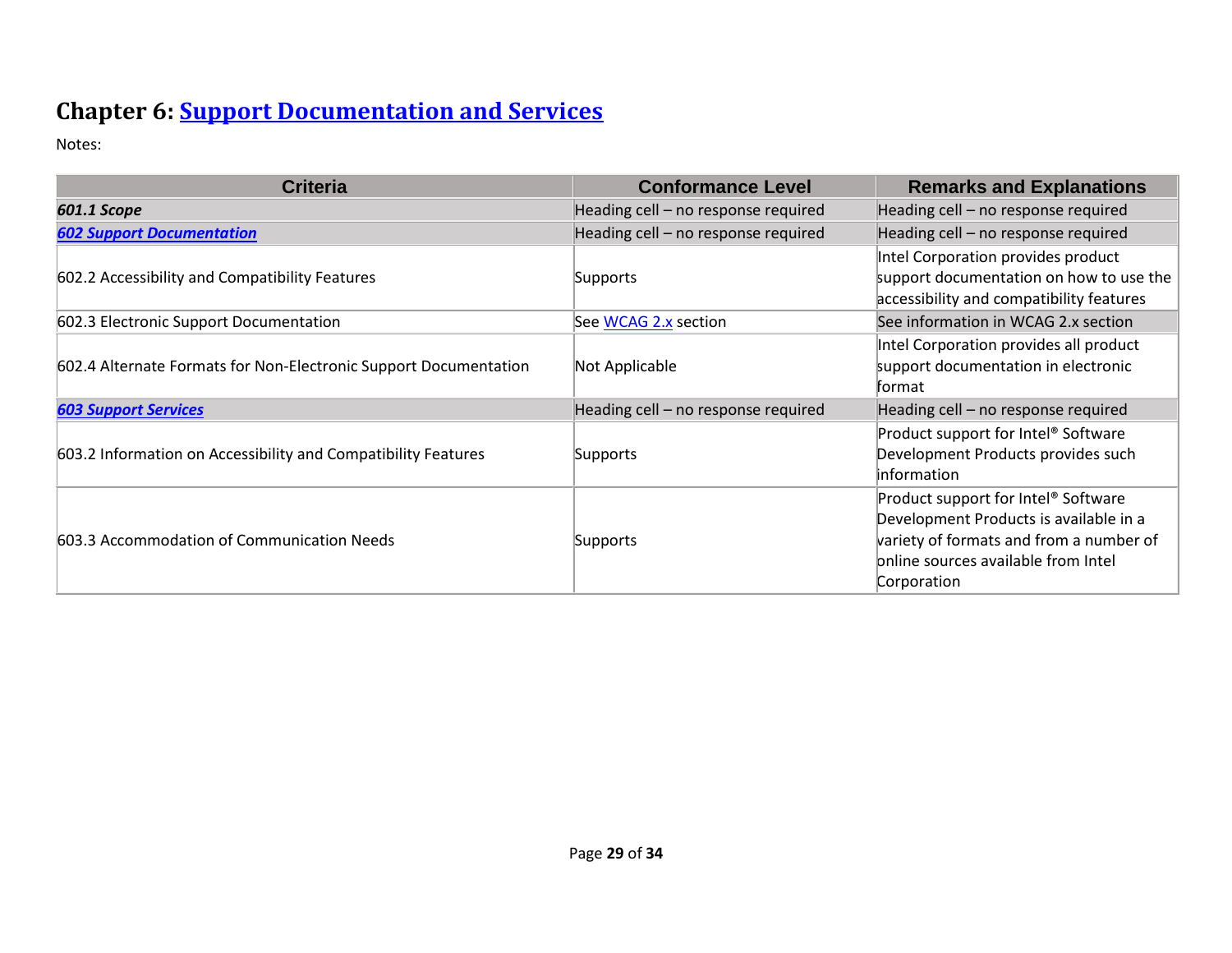## Chapter 6: Support Documentation and Services

Notes:

| Criteria | Conformance Level | Remarks and Explanations |
|---|---|---|
| ***601.1 Scope*** | Heading cell – no response required | Heading cell – no response required |
| ***602 Support Documentation*** | Heading cell – no response required | Heading cell – no response required |
| 602.2 Accessibility and Compatibility Features | Supports | Intel Corporation provides product support documentation on how to use the accessibility and compatibility features |
| 602.3 Electronic Support Documentation | See WCAG 2.x section | See information in WCAG 2.x section |
| 602.4 Alternate Formats for Non-Electronic Support Documentation | Not Applicable | Intel Corporation provides all product support documentation in electronic format |
| ***603 Support Services*** | Heading cell – no response required | Heading cell – no response required |
| 603.2 Information on Accessibility and Compatibility Features | Supports | Product support for Intel® Software Development Products provides such information |
| 603.3 Accommodation of Communication Needs | Supports | Product support for Intel® Software Development Products is available in a variety of formats and from a number of online sources available from Intel Corporation |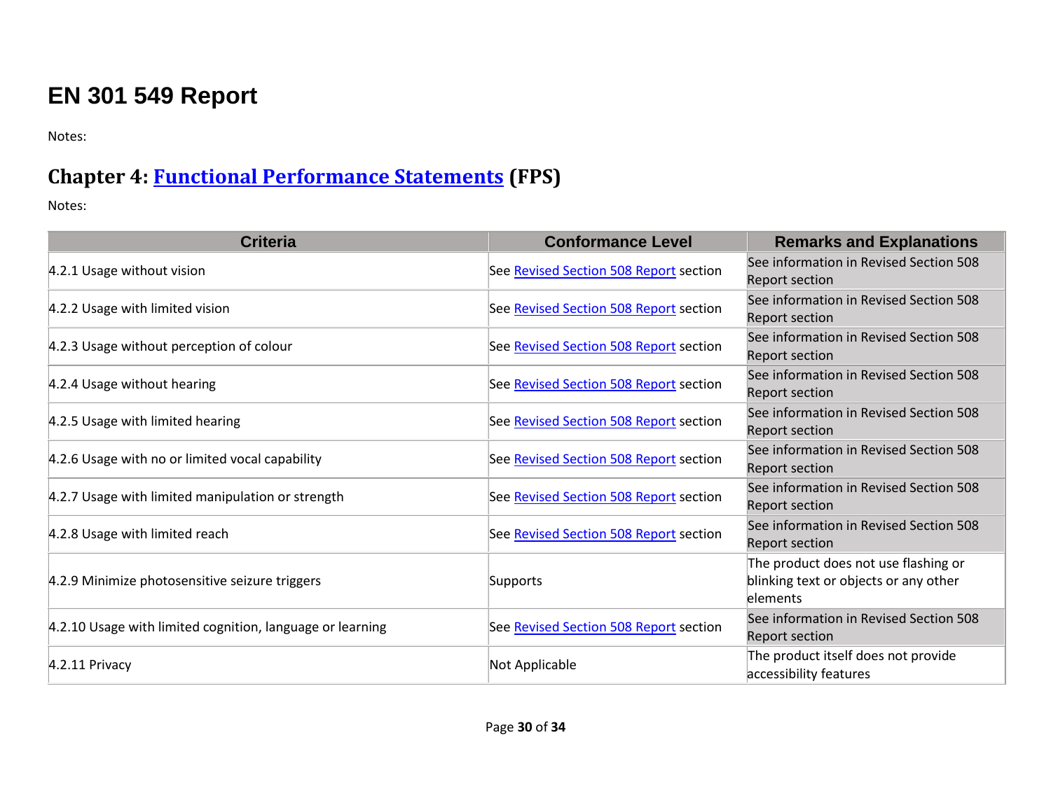# EN 301 549 Report

Notes:

## Chapter 4: [Functional Performance Statements](https://www.etsi.org/deliver/etsi_en/301500_301599/301549/03.02.01_60/en_301549v030201p.pdf#page=27) (FPS)

Notes:

| Criteria | Conformance Level | Remarks and Explanations |
|---|---|---|
| 4.2.1 Usage without vision | See [Revised Section 508 Report](#) section | See information in Revised Section 508 Report section |
| 4.2.2 Usage with limited vision | See [Revised Section 508 Report](#) section | See information in Revised Section 508 Report section |
| 4.2.3 Usage without perception of colour | See [Revised Section 508 Report](#) section | See information in Revised Section 508 Report section |
| 4.2.4 Usage without hearing | See [Revised Section 508 Report](#) section | See information in Revised Section 508 Report section |
| 4.2.5 Usage with limited hearing | See [Revised Section 508 Report](#) section | See information in Revised Section 508 Report section |
| 4.2.6 Usage with no or limited vocal capability | See [Revised Section 508 Report](#) section | See information in Revised Section 508 Report section |
| 4.2.7 Usage with limited manipulation or strength | See [Revised Section 508 Report](#) section | See information in Revised Section 508 Report section |
| 4.2.8 Usage with limited reach | See [Revised Section 508 Report](#) section | See information in Revised Section 508 Report section |
| 4.2.9 Minimize photosensitive seizure triggers | Supports | The product does not use flashing or blinking text or objects or any other elements |
| 4.2.10 Usage with limited cognition, language or learning | See [Revised Section 508 Report](#) section | See information in Revised Section 508 Report section |
| 4.2.11 Privacy | Not Applicable | The product itself does not provide accessibility features |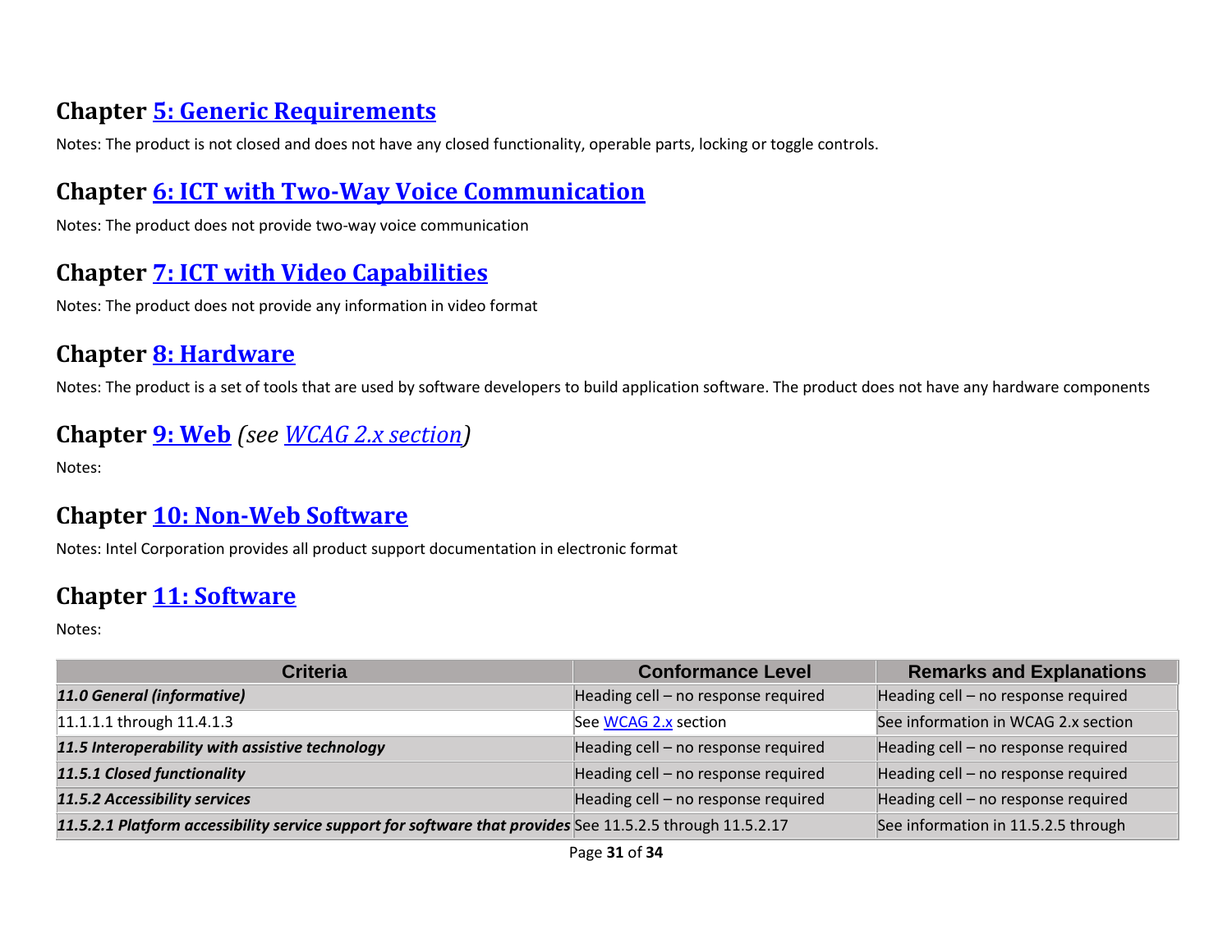## Chapter [5: Generic Requirements]

Notes: The product is not closed and does not have any closed functionality, operable parts, locking or toggle controls.

## Chapter [6: ICT with Two-Way Voice Communication]

Notes: The product does not provide two-way voice communication

## Chapter [7: ICT with Video Capabilities]

Notes: The product does not provide any information in video format

## Chapter [8: Hardware]

Notes: The product is a set of tools that are used by software developers to build application software. The product does not have any hardware components

## Chapter [9: Web] *(see [WCAG 2.x section])*

Notes:

## Chapter [10: Non-Web Software]

Notes: Intel Corporation provides all product support documentation in electronic format

## Chapter [11: Software]

Notes:

| Criteria | Conformance Level | Remarks and Explanations |
|---|---|---|
| ***11.0 General (informative)*** | Heading cell – no response required | Heading cell – no response required |
| 11.1.1.1 through 11.4.1.3 | See [WCAG 2.x] section | See information in WCAG 2.x section |
| ***11.5 Interoperability with assistive technology*** | Heading cell – no response required | Heading cell – no response required |
| ***11.5.1 Closed functionality*** | Heading cell – no response required | Heading cell – no response required |
| ***11.5.2 Accessibility services*** | Heading cell – no response required | Heading cell – no response required |
| ***11.5.2.1 Platform accessibility service support for software that provides*** | See 11.5.2.5 through 11.5.2.17 | See information in 11.5.2.5 through |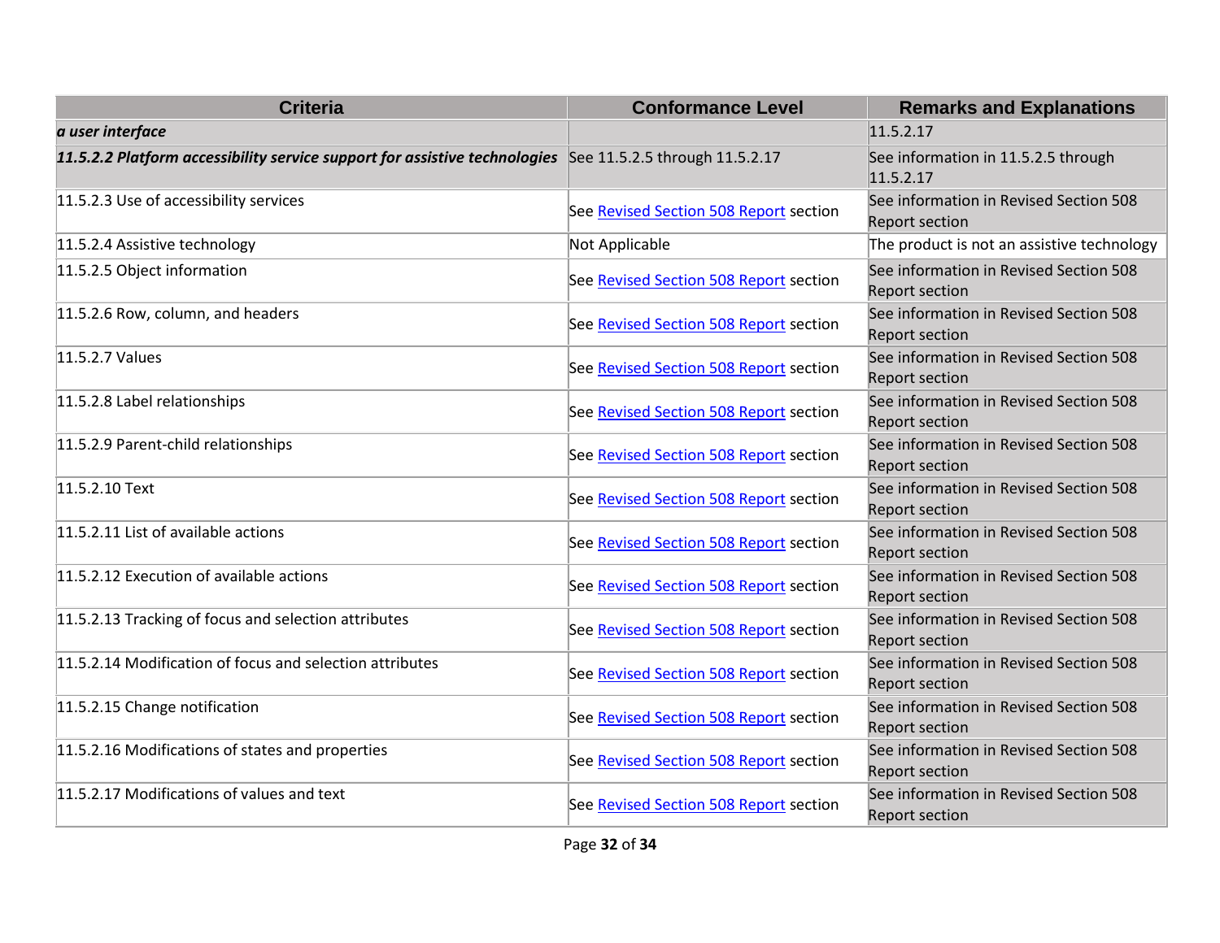| Criteria | Conformance Level | Remarks and Explanations |
| --- | --- | --- |
| ***a user interface*** | | 11.5.2.17 |
| ***11.5.2.2 Platform accessibility service support for assistive technologies*** | See 11.5.2.5 through 11.5.2.17 | See information in 11.5.2.5 through 11.5.2.17 |
| 11.5.2.3 Use of accessibility services | See Revised Section 508 Report section | See information in Revised Section 508 Report section |
| 11.5.2.4 Assistive technology | Not Applicable | The product is not an assistive technology |
| 11.5.2.5 Object information | See Revised Section 508 Report section | See information in Revised Section 508 Report section |
| 11.5.2.6 Row, column, and headers | See Revised Section 508 Report section | See information in Revised Section 508 Report section |
| 11.5.2.7 Values | See Revised Section 508 Report section | See information in Revised Section 508 Report section |
| 11.5.2.8 Label relationships | See Revised Section 508 Report section | See information in Revised Section 508 Report section |
| 11.5.2.9 Parent-child relationships | See Revised Section 508 Report section | See information in Revised Section 508 Report section |
| 11.5.2.10 Text | See Revised Section 508 Report section | See information in Revised Section 508 Report section |
| 11.5.2.11 List of available actions | See Revised Section 508 Report section | See information in Revised Section 508 Report section |
| 11.5.2.12 Execution of available actions | See Revised Section 508 Report section | See information in Revised Section 508 Report section |
| 11.5.2.13 Tracking of focus and selection attributes | See Revised Section 508 Report section | See information in Revised Section 508 Report section |
| 11.5.2.14 Modification of focus and selection attributes | See Revised Section 508 Report section | See information in Revised Section 508 Report section |
| 11.5.2.15 Change notification | See Revised Section 508 Report section | See information in Revised Section 508 Report section |
| 11.5.2.16 Modifications of states and properties | See Revised Section 508 Report section | See information in Revised Section 508 Report section |
| 11.5.2.17 Modifications of values and text | See Revised Section 508 Report section | See information in Revised Section 508 Report section |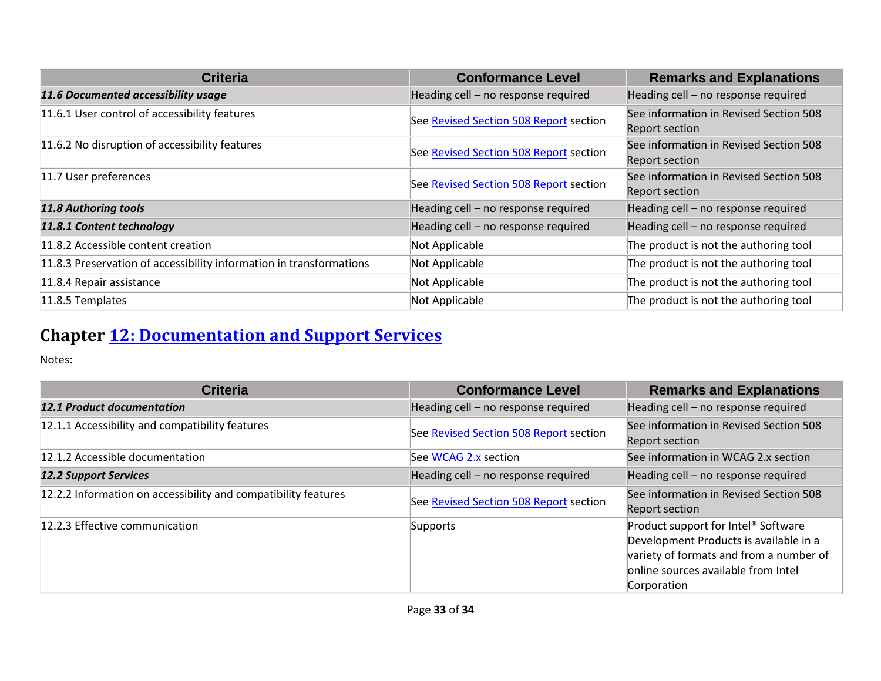| Criteria | Conformance Level | Remarks and Explanations |
|---|---|---|
| ***11.6 Documented accessibility usage*** | Heading cell – no response required | Heading cell – no response required |
| 11.6.1 User control of accessibility features | See Revised Section 508 Report section | See information in Revised Section 508 Report section |
| 11.6.2 No disruption of accessibility features | See Revised Section 508 Report section | See information in Revised Section 508 Report section |
| 11.7 User preferences | See Revised Section 508 Report section | See information in Revised Section 508 Report section |
| ***11.8 Authoring tools*** | Heading cell – no response required | Heading cell – no response required |
| ***11.8.1 Content technology*** | Heading cell – no response required | Heading cell – no response required |
| 11.8.2 Accessible content creation | Not Applicable | The product is not the authoring tool |
| 11.8.3 Preservation of accessibility information in transformations | Not Applicable | The product is not the authoring tool |
| 11.8.4 Repair assistance | Not Applicable | The product is not the authoring tool |
| 11.8.5 Templates | Not Applicable | The product is not the authoring tool |

## Chapter 12: Documentation and Support Services

Notes:

| Criteria | Conformance Level | Remarks and Explanations |
|---|---|---|
| ***12.1 Product documentation*** | Heading cell – no response required | Heading cell – no response required |
| 12.1.1 Accessibility and compatibility features | See Revised Section 508 Report section | See information in Revised Section 508 Report section |
| 12.1.2 Accessible documentation | See WCAG 2.x section | See information in WCAG 2.x section |
| ***12.2 Support Services*** | Heading cell – no response required | Heading cell – no response required |
| 12.2.2 Information on accessibility and compatibility features | See Revised Section 508 Report section | See information in Revised Section 508 Report section |
| 12.2.3 Effective communication | Supports | Product support for Intel® Software Development Products is available in a variety of formats and from a number of online sources available from Intel Corporation |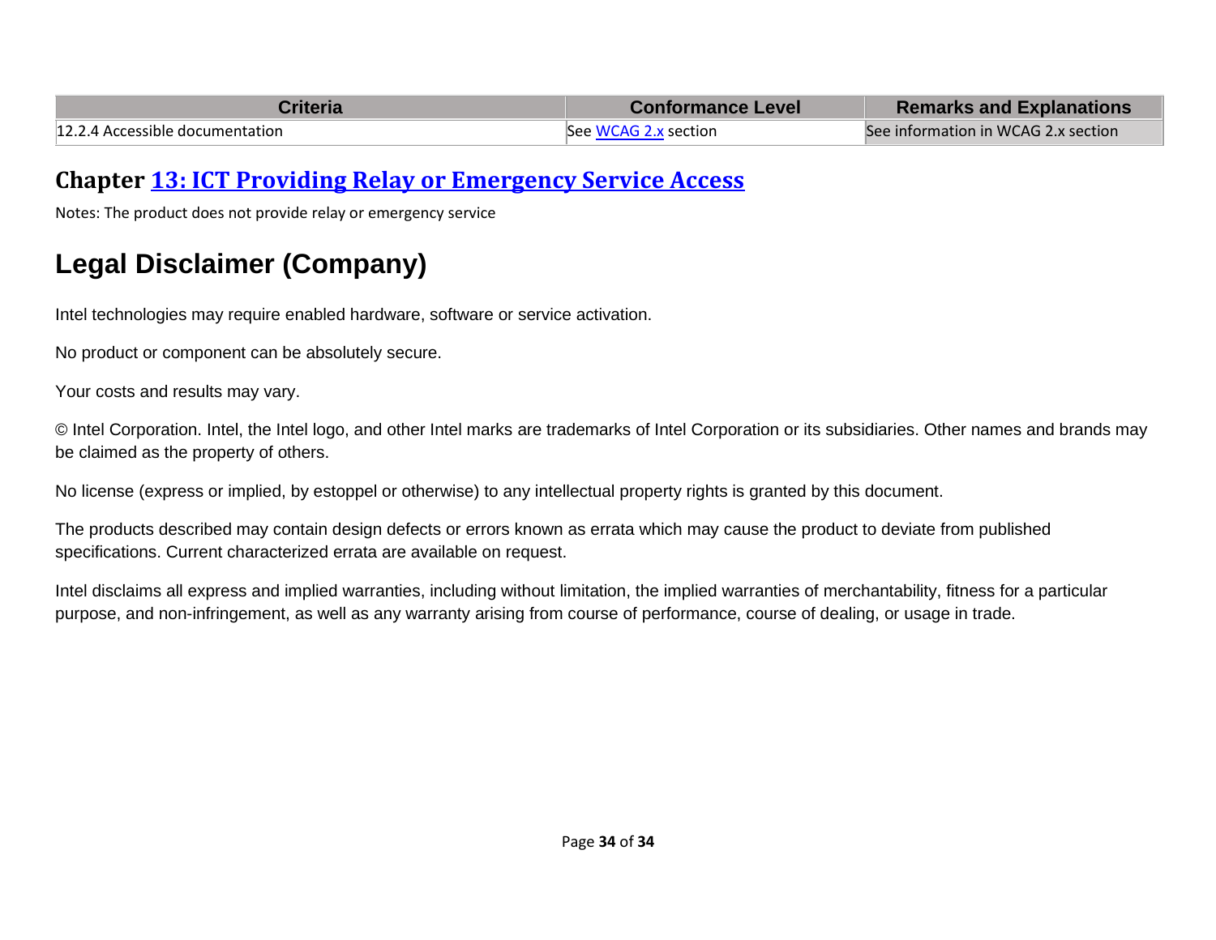| Criteria | Conformance Level | Remarks and Explanations |
|---|---|---|
| 12.2.4 Accessible documentation | See WCAG 2.x section | See information in WCAG 2.x section |

## Chapter 13: ICT Providing Relay or Emergency Service Access

Notes: The product does not provide relay or emergency service

# Legal Disclaimer (Company)

Intel technologies may require enabled hardware, software or service activation.

No product or component can be absolutely secure.

Your costs and results may vary.

© Intel Corporation. Intel, the Intel logo, and other Intel marks are trademarks of Intel Corporation or its subsidiaries. Other names and brands may be claimed as the property of others.

No license (express or implied, by estoppel or otherwise) to any intellectual property rights is granted by this document.

The products described may contain design defects or errors known as errata which may cause the product to deviate from published specifications. Current characterized errata are available on request.

Intel disclaims all express and implied warranties, including without limitation, the implied warranties of merchantability, fitness for a particular purpose, and non-infringement, as well as any warranty arising from course of performance, course of dealing, or usage in trade.